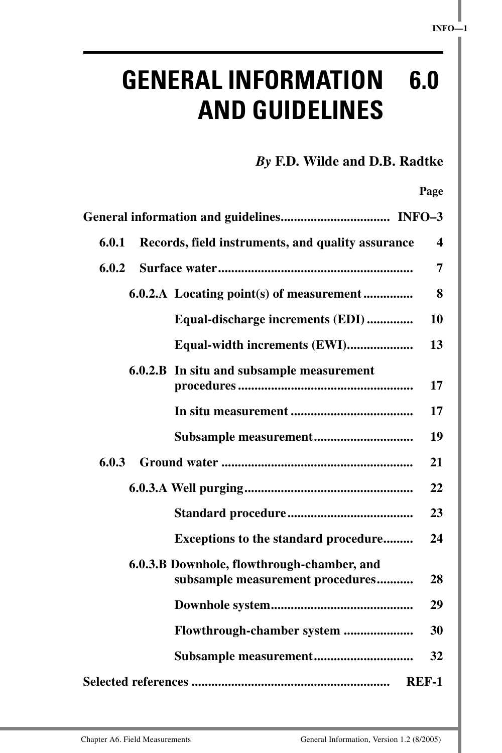# GENERAL INFORMATION AND GUIDELINES 6.0

***By*** **F.D. Wilde and D.B. Radtke**

| | Page |
|---|---|
| **General information and guidelines** | **INFO–3** |
| **6.0.1 Records, field instruments, and quality assurance** | **4** |
| **6.0.2 Surface water** | **7** |
| **6.0.2.A Locating point(s) of measurement** | **8** |
| **Equal-discharge increments (EDI)** | **10** |
| **Equal-width increments (EWI)** | **13** |
| **6.0.2.B In situ and subsample measurement procedures** | **17** |
| **In situ measurement** | **17** |
| **Subsample measurement** | **19** |
| **6.0.3 Ground water** | **21** |
| **6.0.3.A Well purging** | **22** |
| **Standard procedure** | **23** |
| **Exceptions to the standard procedure** | **24** |
| **6.0.3.B Downhole, flowthrough-chamber, and subsample measurement procedures** | **28** |
| **Downhole system** | **29** |
| **Flowthrough-chamber system** | **30** |
| **Subsample measurement** | **32** |
| **Selected references** | **REF-1** |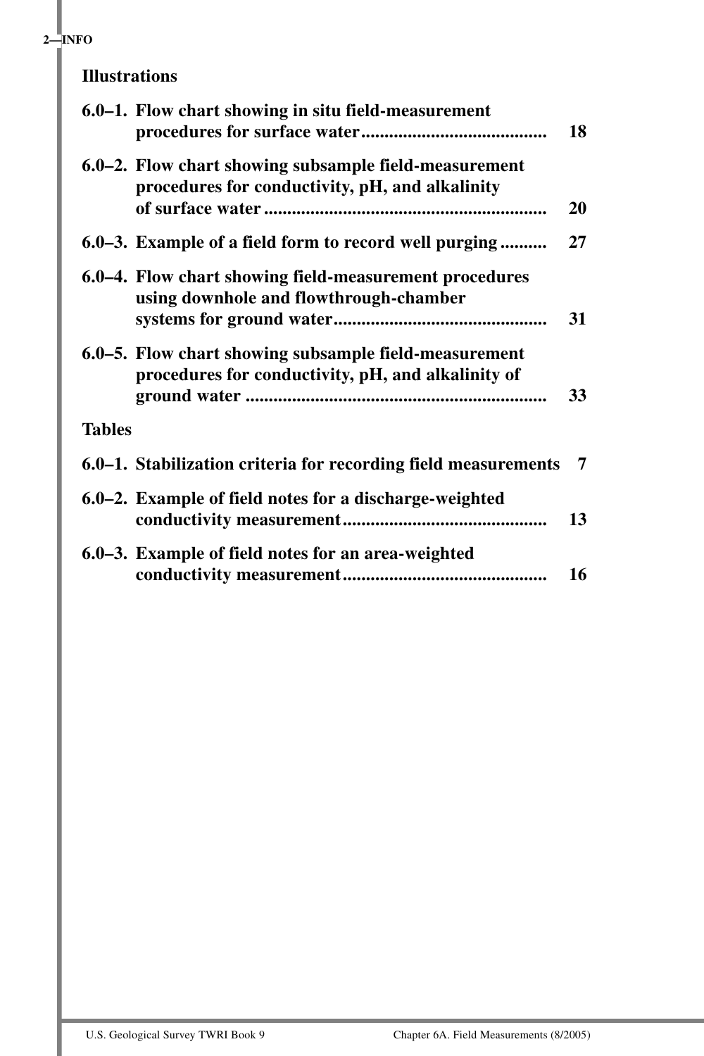## Illustrations

6.0–1. Flow chart showing in situ field-measurement procedures for surface water ........................................ 18

6.0–2. Flow chart showing subsample field-measurement procedures for conductivity, pH, and alkalinity of surface water ............................................................ 20

6.0–3. Example of a field form to record well purging .......... 27

6.0–4. Flow chart showing field-measurement procedures using downhole and flowthrough-chamber systems for ground water............................................. 31

6.0–5. Flow chart showing subsample field-measurement procedures for conductivity, pH, and alkalinity of ground water ................................................................ 33

## Tables

6.0–1. Stabilization criteria for recording field measurements 7

6.0–2. Example of field notes for a discharge-weighted conductivity measurement........................................... 13

6.0–3. Example of field notes for an area-weighted conductivity measurement........................................... 16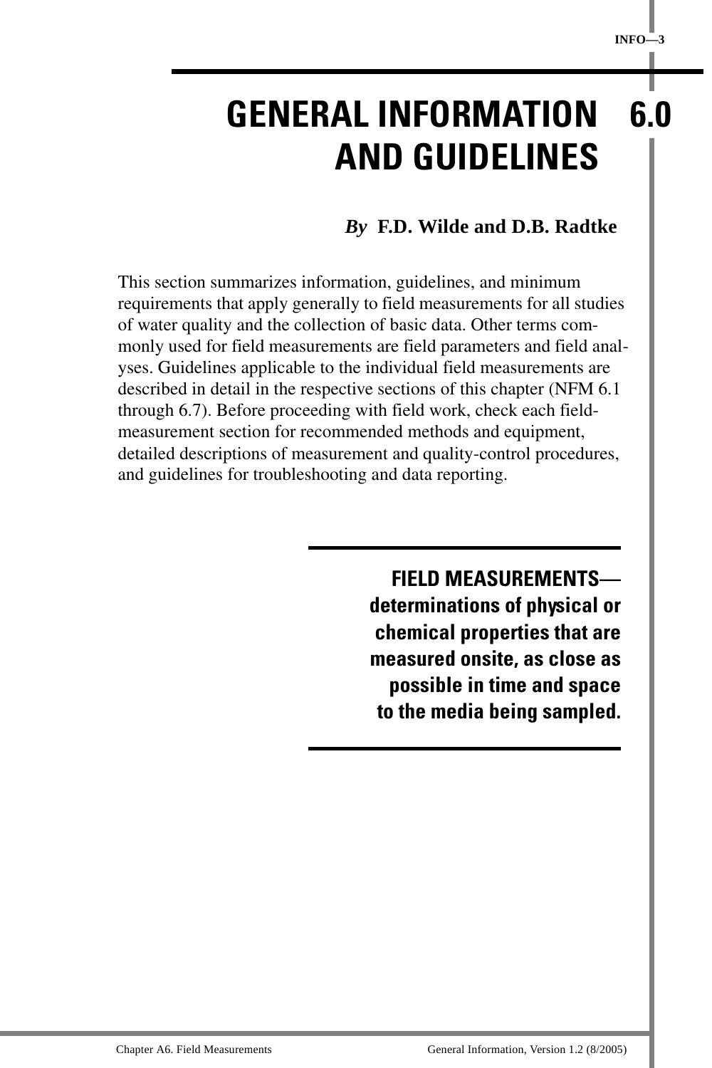# GENERAL INFORMATION AND GUIDELINES 6.0

***By* F.D. Wilde and D.B. Radtke**

This section summarizes information, guidelines, and minimum requirements that apply generally to field measurements for all studies of water quality and the collection of basic data. Other terms commonly used for field measurements are field parameters and field analyses. Guidelines applicable to the individual field measurements are described in detail in the respective sections of this chapter (NFM 6.1 through 6.7). Before proceeding with field work, check each field-measurement section for recommended methods and equipment, detailed descriptions of measurement and quality-control procedures, and guidelines for troubleshooting and data reporting.

---

**FIELD MEASUREMENTS— determinations of physical or chemical properties that are measured onsite, as close as possible in time and space to the media being sampled.**

---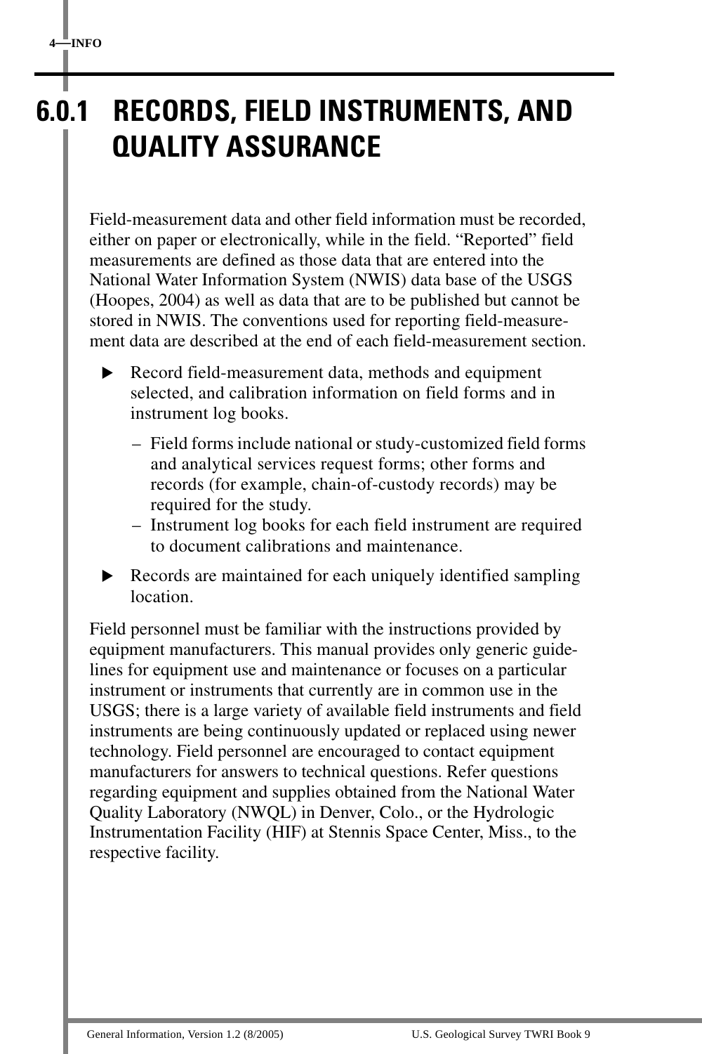# 6.0.1 RECORDS, FIELD INSTRUMENTS, AND QUALITY ASSURANCE

Field-measurement data and other field information must be recorded, either on paper or electronically, while in the field. "Reported" field measurements are defined as those data that are entered into the National Water Information System (NWIS) data base of the USGS (Hoopes, 2004) as well as data that are to be published but cannot be stored in NWIS. The conventions used for reporting field-measurement data are described at the end of each field-measurement section.

- Record field-measurement data, methods and equipment selected, and calibration information on field forms and in instrument log books.
  - Field forms include national or study-customized field forms and analytical services request forms; other forms and records (for example, chain-of-custody records) may be required for the study.
  - Instrument log books for each field instrument are required to document calibrations and maintenance.
- Records are maintained for each uniquely identified sampling location.

Field personnel must be familiar with the instructions provided by equipment manufacturers. This manual provides only generic guidelines for equipment use and maintenance or focuses on a particular instrument or instruments that currently are in common use in the USGS; there is a large variety of available field instruments and field instruments are being continuously updated or replaced using newer technology. Field personnel are encouraged to contact equipment manufacturers for answers to technical questions. Refer questions regarding equipment and supplies obtained from the National Water Quality Laboratory (NWQL) in Denver, Colo., or the Hydrologic Instrumentation Facility (HIF) at Stennis Space Center, Miss., to the respective facility.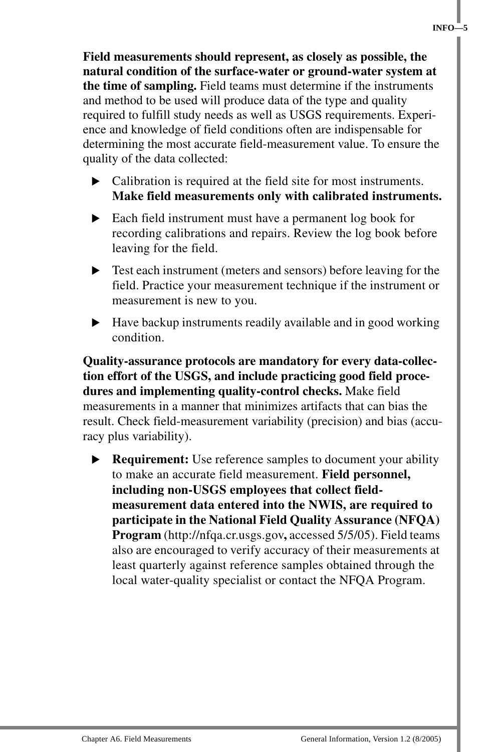**Field measurements should represent, as closely as possible, the natural condition of the surface-water or ground-water system at the time of sampling.** Field teams must determine if the instruments and method to be used will produce data of the type and quality required to fulfill study needs as well as USGS requirements. Experience and knowledge of field conditions often are indispensable for determining the most accurate field-measurement value. To ensure the quality of the data collected:

- Calibration is required at the field site for most instruments. **Make field measurements only with calibrated instruments.**
- Each field instrument must have a permanent log book for recording calibrations and repairs. Review the log book before leaving for the field.
- Test each instrument (meters and sensors) before leaving for the field. Practice your measurement technique if the instrument or measurement is new to you.
- Have backup instruments readily available and in good working condition.

**Quality-assurance protocols are mandatory for every data-collection effort of the USGS, and include practicing good field procedures and implementing quality-control checks.** Make field measurements in a manner that minimizes artifacts that can bias the result. Check field-measurement variability (precision) and bias (accuracy plus variability).

- **Requirement:** Use reference samples to document your ability to make an accurate field measurement. **Field personnel, including non-USGS employees that collect field-measurement data entered into the NWIS, are required to participate in the National Field Quality Assurance (NFQA) Program** (http://nfqa.cr.usgs.gov**,** accessed 5/5/05). Field teams also are encouraged to verify accuracy of their measurements at least quarterly against reference samples obtained through the local water-quality specialist or contact the NFQA Program.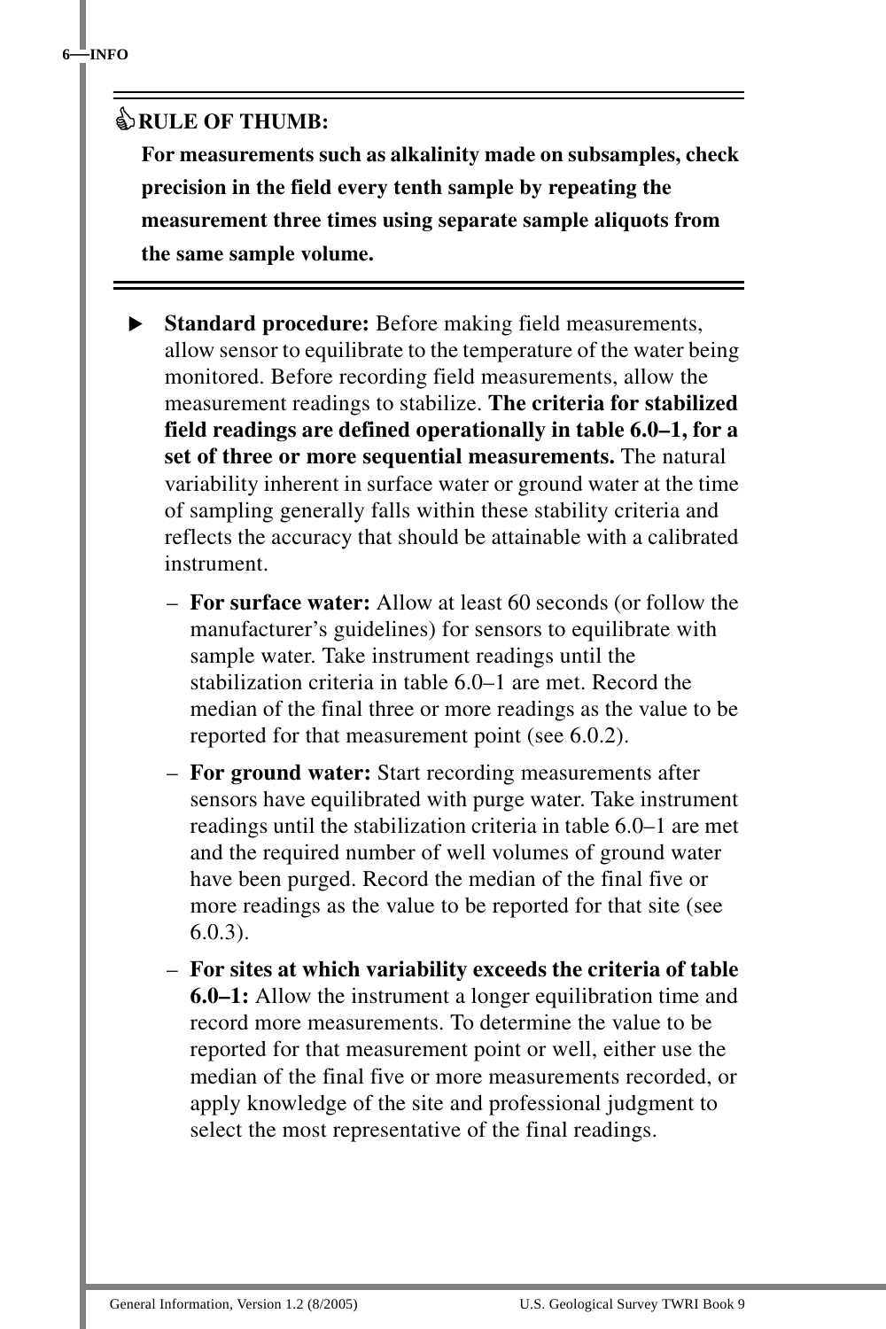**RULE OF THUMB:**

**For measurements such as alkalinity made on subsamples, check precision in the field every tenth sample by repeating the measurement three times using separate sample aliquots from the same sample volume.**

---

- **Standard procedure:** Before making field measurements, allow sensor to equilibrate to the temperature of the water being monitored. Before recording field measurements, allow the measurement readings to stabilize. **The criteria for stabilized field readings are defined operationally in table 6.0–1, for a set of three or more sequential measurements.** The natural variability inherent in surface water or ground water at the time of sampling generally falls within these stability criteria and reflects the accuracy that should be attainable with a calibrated instrument.
  - **For surface water:** Allow at least 60 seconds (or follow the manufacturer's guidelines) for sensors to equilibrate with sample water. Take instrument readings until the stabilization criteria in table 6.0–1 are met. Record the median of the final three or more readings as the value to be reported for that measurement point (see 6.0.2).
  - **For ground water:** Start recording measurements after sensors have equilibrated with purge water. Take instrument readings until the stabilization criteria in table 6.0–1 are met and the required number of well volumes of ground water have been purged. Record the median of the final five or more readings as the value to be reported for that site (see 6.0.3).
  - **For sites at which variability exceeds the criteria of table 6.0–1:** Allow the instrument a longer equilibration time and record more measurements. To determine the value to be reported for that measurement point or well, either use the median of the final five or more measurements recorded, or apply knowledge of the site and professional judgment to select the most representative of the final readings.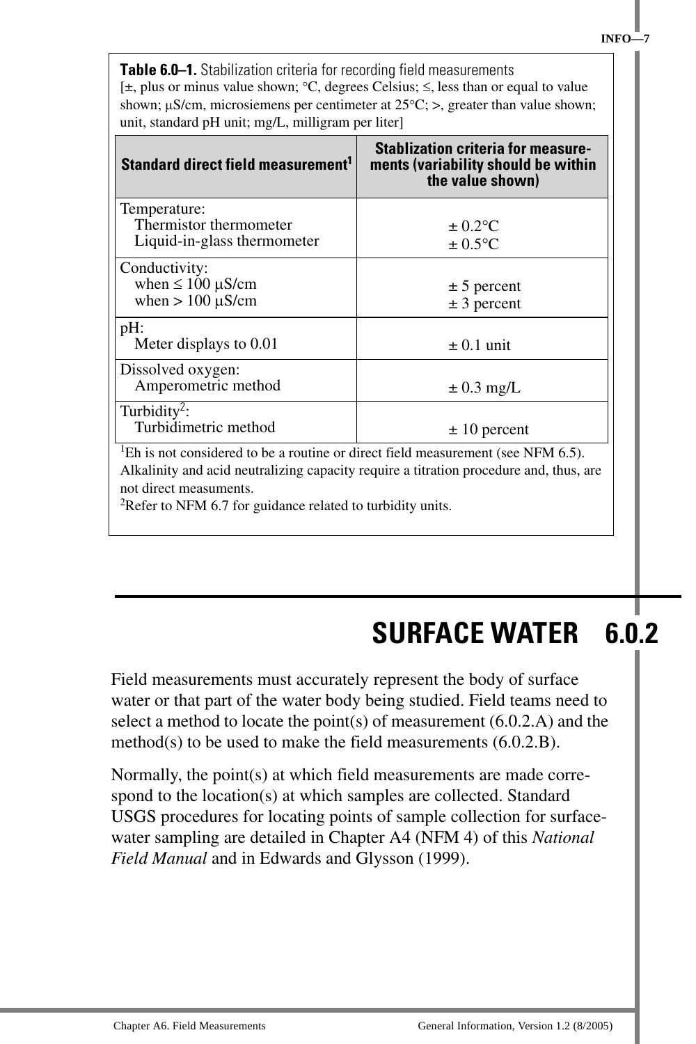**Table 6.0–1.** Stabilization criteria for recording field measurements
[±, plus or minus value shown; °C, degrees Celsius; ≤, less than or equal to value shown; μS/cm, microsiemens per centimeter at 25°C; >, greater than value shown; unit, standard pH unit; mg/L, milligram per liter]

| Standard direct field measurement[1] | Stablization criteria for measurements (variability should be within the value shown) |
|---|---|
| Temperature: | |
| Thermistor thermometer | ± 0.2°C |
| Liquid-in-glass thermometer | ± 0.5°C |
| Conductivity: | |
| when ≤ 100 μS/cm | ± 5 percent |
| when > 100 μS/cm | ± 3 percent |
| pH: | |
| Meter displays to 0.01 | ± 0.1 unit |
| Dissolved oxygen: | |
| Amperometric method | ± 0.3 mg/L |
| Turbidity[2]: | |
| Turbidimetric method | ± 10 percent |

[1]Eh is not considered to be a routine or direct field measurement (see NFM 6.5). Alkalinity and acid neutralizing capacity require a titration procedure and, thus, are not direct measuments.
[2]Refer to NFM 6.7 for guidance related to turbidity units.

# SURFACE WATER 6.0.2

Field measurements must accurately represent the body of surface water or that part of the water body being studied. Field teams need to select a method to locate the point(s) of measurement (6.0.2.A) and the method(s) to be used to make the field measurements (6.0.2.B).

Normally, the point(s) at which field measurements are made correspond to the location(s) at which samples are collected. Standard USGS procedures for locating points of sample collection for surface-water sampling are detailed in Chapter A4 (NFM 4) of this *National Field Manual* and in Edwards and Glysson (1999).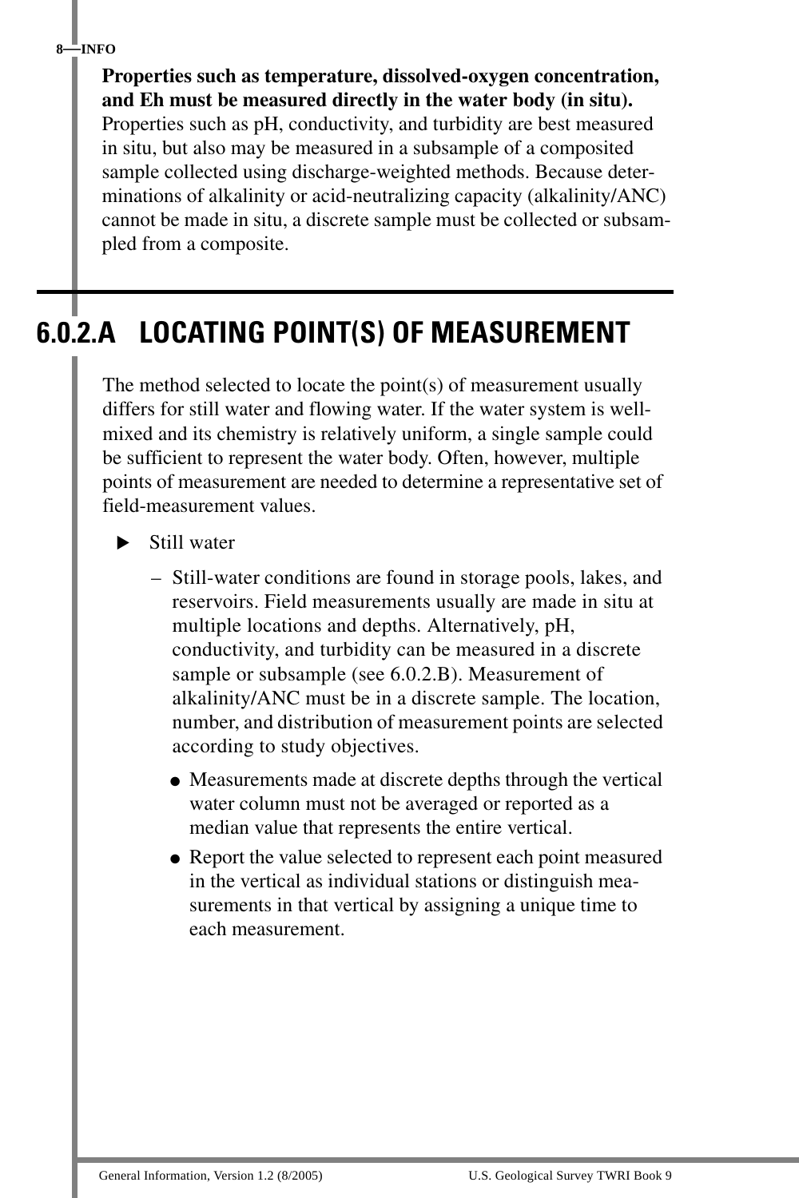**Properties such as temperature, dissolved-oxygen concentration, and Eh must be measured directly in the water body (in situ).** Properties such as pH, conductivity, and turbidity are best measured in situ, but also may be measured in a subsample of a composited sample collected using discharge-weighted methods. Because determinations of alkalinity or acid-neutralizing capacity (alkalinity/ANC) cannot be made in situ, a discrete sample must be collected or subsampled from a composite.

## 6.0.2.A LOCATING POINT(S) OF MEASUREMENT

The method selected to locate the point(s) of measurement usually differs for still water and flowing water. If the water system is well-mixed and its chemistry is relatively uniform, a single sample could be sufficient to represent the water body. Often, however, multiple points of measurement are needed to determine a representative set of field-measurement values.

- Still water
  - Still-water conditions are found in storage pools, lakes, and reservoirs. Field measurements usually are made in situ at multiple locations and depths. Alternatively, pH, conductivity, and turbidity can be measured in a discrete sample or subsample (see 6.0.2.B). Measurement of alkalinity/ANC must be in a discrete sample. The location, number, and distribution of measurement points are selected according to study objectives.
    - Measurements made at discrete depths through the vertical water column must not be averaged or reported as a median value that represents the entire vertical.
    - Report the value selected to represent each point measured in the vertical as individual stations or distinguish measurements in that vertical by assigning a unique time to each measurement.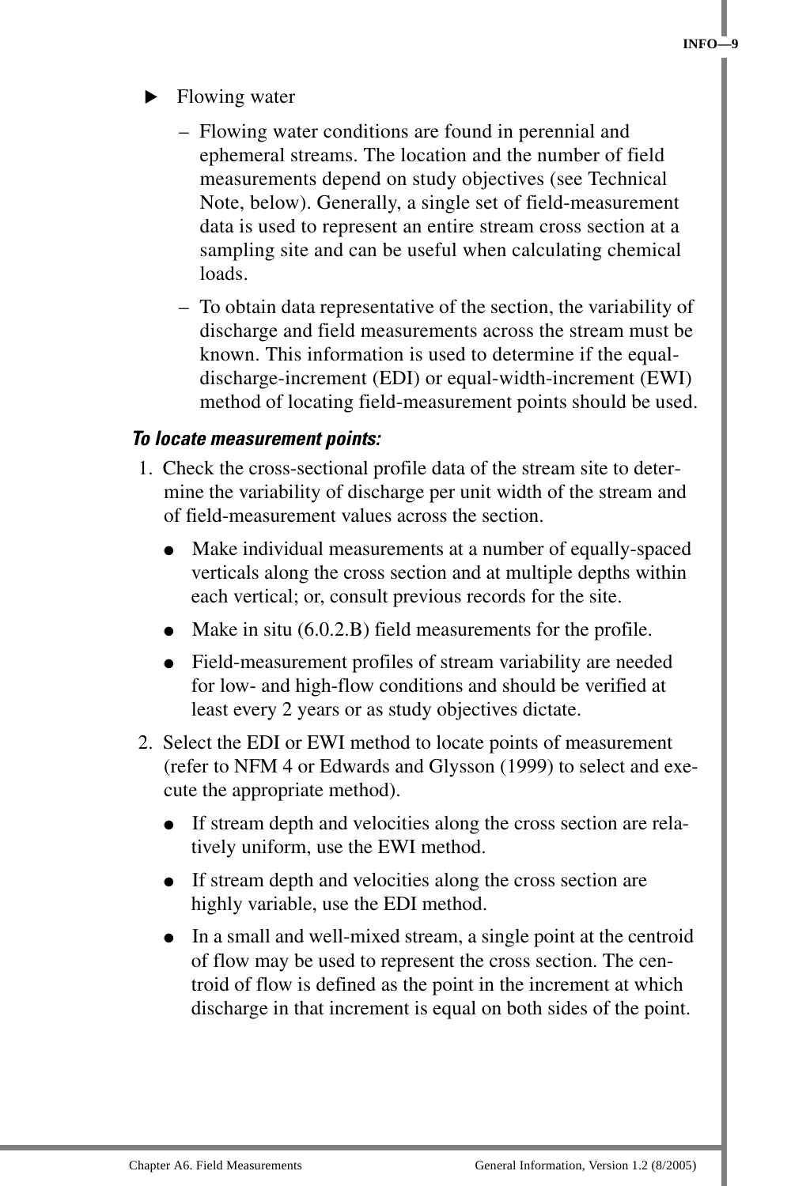- Flowing water
  - Flowing water conditions are found in perennial and ephemeral streams. The location and the number of field measurements depend on study objectives (see Technical Note, below). Generally, a single set of field-measurement data is used to represent an entire stream cross section at a sampling site and can be useful when calculating chemical loads.
  - To obtain data representative of the section, the variability of discharge and field measurements across the stream must be known. This information is used to determine if the equal-discharge-increment (EDI) or equal-width-increment (EWI) method of locating field-measurement points should be used.

***To locate measurement points:***

1. Check the cross-sectional profile data of the stream site to determine the variability of discharge per unit width of the stream and of field-measurement values across the section.
   - Make individual measurements at a number of equally-spaced verticals along the cross section and at multiple depths within each vertical; or, consult previous records for the site.
   - Make in situ (6.0.2.B) field measurements for the profile.
   - Field-measurement profiles of stream variability are needed for low- and high-flow conditions and should be verified at least every 2 years or as study objectives dictate.
2. Select the EDI or EWI method to locate points of measurement (refer to NFM 4 or Edwards and Glysson (1999) to select and execute the appropriate method).
   - If stream depth and velocities along the cross section are relatively uniform, use the EWI method.
   - If stream depth and velocities along the cross section are highly variable, use the EDI method.
   - In a small and well-mixed stream, a single point at the centroid of flow may be used to represent the cross section. The centroid of flow is defined as the point in the increment at which discharge in that increment is equal on both sides of the point.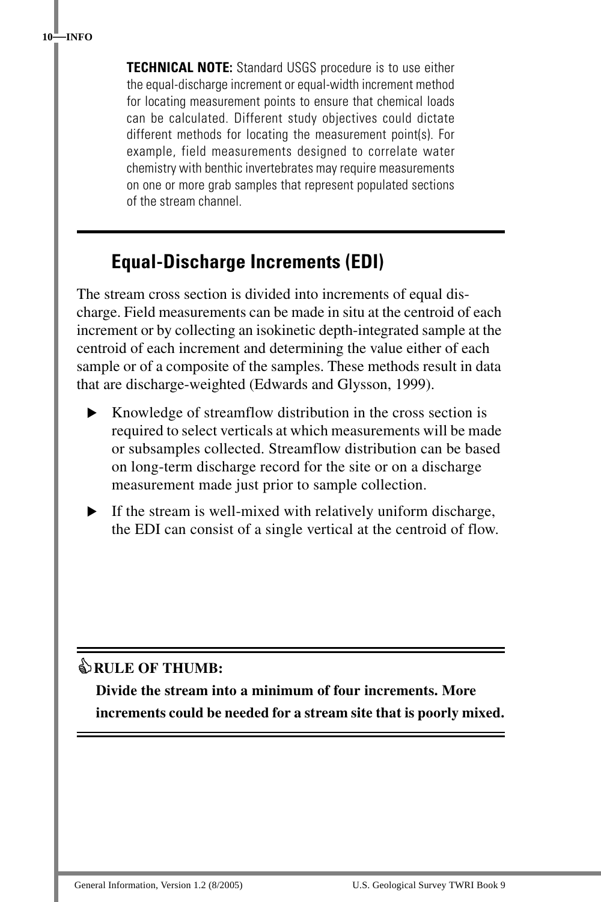**TECHNICAL NOTE:** Standard USGS procedure is to use either the equal-discharge increment or equal-width increment method for locating measurement points to ensure that chemical loads can be calculated. Different study objectives could dictate different methods for locating the measurement point(s). For example, field measurements designed to correlate water chemistry with benthic invertebrates may require measurements on one or more grab samples that represent populated sections of the stream channel.

---

## Equal-Discharge Increments (EDI)

The stream cross section is divided into increments of equal discharge. Field measurements can be made in situ at the centroid of each increment or by collecting an isokinetic depth-integrated sample at the centroid of each increment and determining the value either of each sample or of a composite of the samples. These methods result in data that are discharge-weighted (Edwards and Glysson, 1999).

- Knowledge of streamflow distribution in the cross section is required to select verticals at which measurements will be made or subsamples collected. Streamflow distribution can be based on long-term discharge record for the site or on a discharge measurement made just prior to sample collection.
- If the stream is well-mixed with relatively uniform discharge, the EDI can consist of a single vertical at the centroid of flow.

---

**RULE OF THUMB:**

**Divide the stream into a minimum of four increments. More increments could be needed for a stream site that is poorly mixed.**

---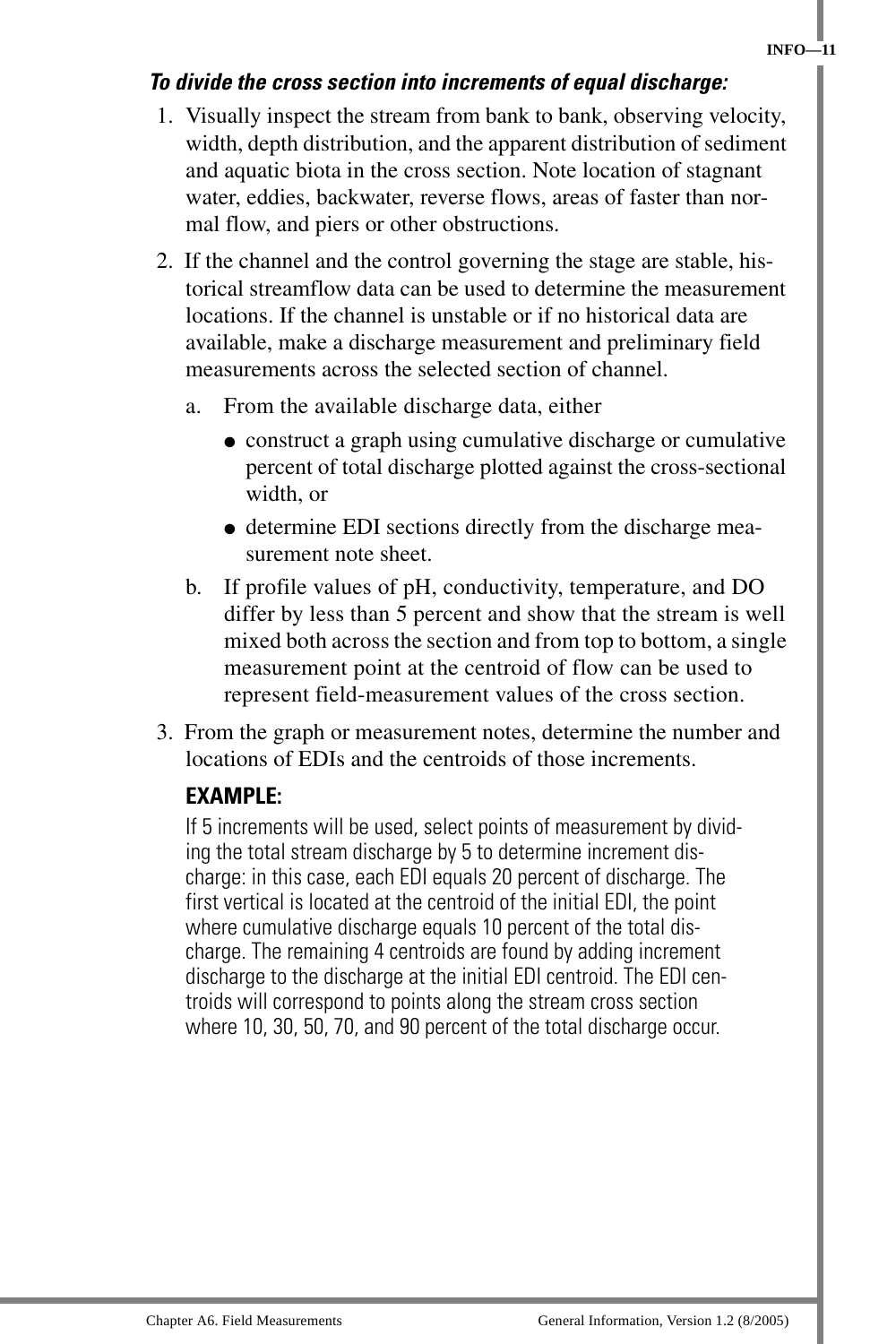***To divide the cross section into increments of equal discharge:***

1. Visually inspect the stream from bank to bank, observing velocity, width, depth distribution, and the apparent distribution of sediment and aquatic biota in the cross section. Note location of stagnant water, eddies, backwater, reverse flows, areas of faster than normal flow, and piers or other obstructions.

2. If the channel and the control governing the stage are stable, historical streamflow data can be used to determine the measurement locations. If the channel is unstable or if no historical data are available, make a discharge measurement and preliminary field measurements across the selected section of channel.

   a. From the available discharge data, either

      - construct a graph using cumulative discharge or cumulative percent of total discharge plotted against the cross-sectional width, or
      - determine EDI sections directly from the discharge measurement note sheet.

   b. If profile values of pH, conductivity, temperature, and DO differ by less than 5 percent and show that the stream is well mixed both across the section and from top to bottom, a single measurement point at the centroid of flow can be used to represent field-measurement values of the cross section.

3. From the graph or measurement notes, determine the number and locations of EDIs and the centroids of those increments.

   **EXAMPLE:**

   If 5 increments will be used, select points of measurement by dividing the total stream discharge by 5 to determine increment discharge: in this case, each EDI equals 20 percent of discharge. The first vertical is located at the centroid of the initial EDI, the point where cumulative discharge equals 10 percent of the total discharge. The remaining 4 centroids are found by adding increment discharge to the discharge at the initial EDI centroid. The EDI centroids will correspond to points along the stream cross section where 10, 30, 50, 70, and 90 percent of the total discharge occur.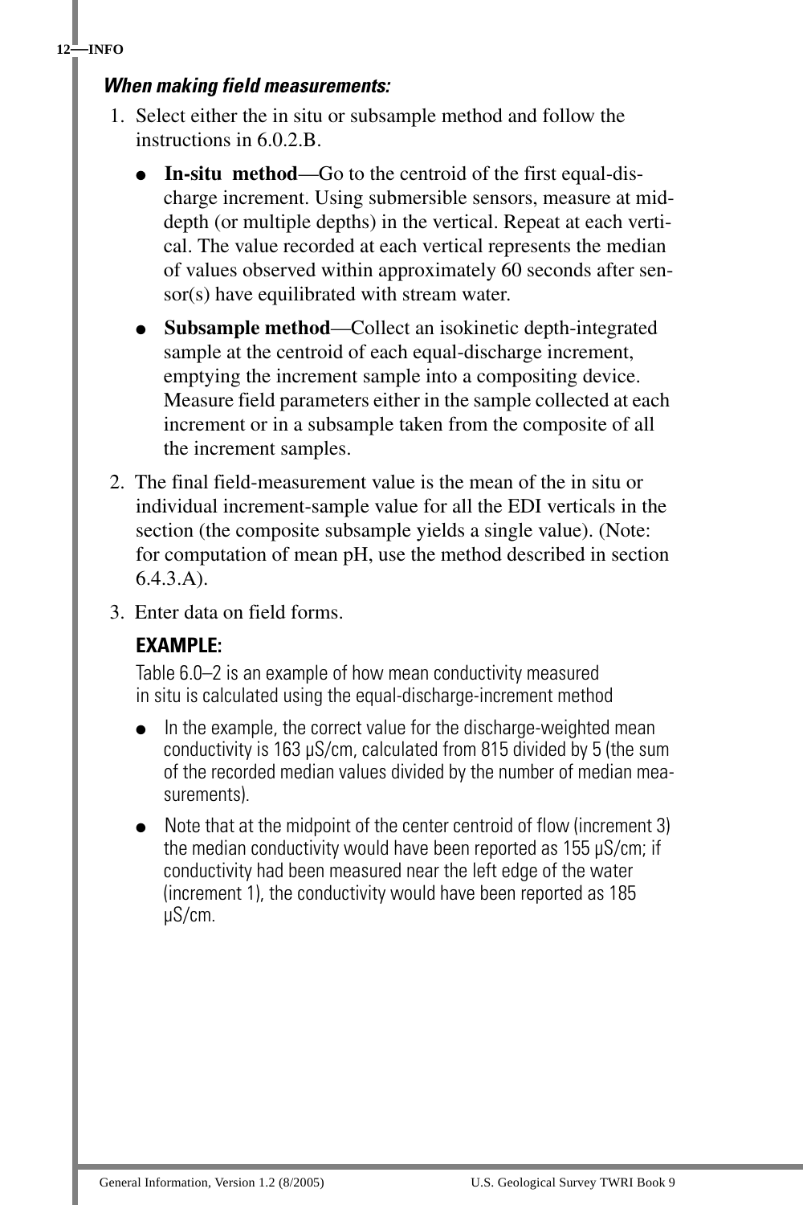***When making field measurements:***

1. Select either the in situ or subsample method and follow the instructions in 6.0.2.B.
   - **In-situ method**—Go to the centroid of the first equal-discharge increment. Using submersible sensors, measure at mid-depth (or multiple depths) in the vertical. Repeat at each vertical. The value recorded at each vertical represents the median of values observed within approximately 60 seconds after sensor(s) have equilibrated with stream water.
   - **Subsample method**—Collect an isokinetic depth-integrated sample at the centroid of each equal-discharge increment, emptying the increment sample into a compositing device. Measure field parameters either in the sample collected at each increment or in a subsample taken from the composite of all the increment samples.
2. The final field-measurement value is the mean of the in situ or individual increment-sample value for all the EDI verticals in the section (the composite subsample yields a single value). (Note: for computation of mean pH, use the method described in section 6.4.3.A).
3. Enter data on field forms.

**EXAMPLE:**

Table 6.0–2 is an example of how mean conductivity measured in situ is calculated using the equal-discharge-increment method

- In the example, the correct value for the discharge-weighted mean conductivity is 163 µS/cm, calculated from 815 divided by 5 (the sum of the recorded median values divided by the number of median measurements).
- Note that at the midpoint of the center centroid of flow (increment 3) the median conductivity would have been reported as 155 µS/cm; if conductivity had been measured near the left edge of the water (increment 1), the conductivity would have been reported as 185 µS/cm.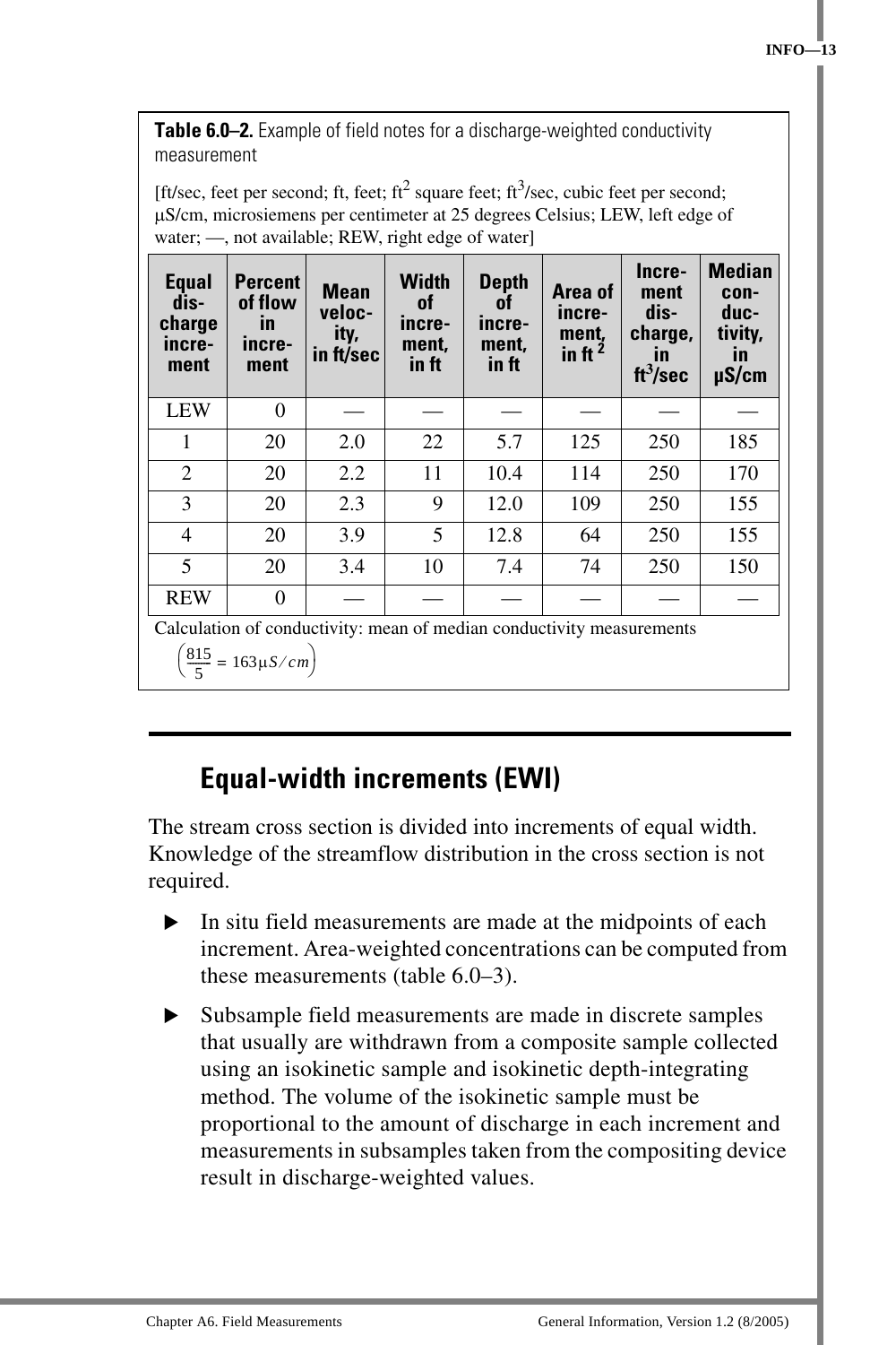**Table 6.0–2.** Example of field notes for a discharge-weighted conductivity measurement

[ft/sec, feet per second; ft, feet; $ft^2$ square feet; $ft^3$/sec, cubic feet per second; μS/cm, microsiemens per centimeter at 25 degrees Celsius; LEW, left edge of water; —, not available; REW, right edge of water]

| Equal discharge increment | Percent of flow in increment | Mean velocity, in ft/sec | Width of increment, in ft | Depth of increment, in ft | Area of increment, in $ft^2$ | Increment discharge, in $ft^3$/sec | Median conductivity, in μS/cm |
|---|---|---|---|---|---|---|---|
| LEW | 0 | — | — | — | — | — | — |
| 1 | 20 | 2.0 | 22 | 5.7 | 125 | 250 | 185 |
| 2 | 20 | 2.2 | 11 | 10.4 | 114 | 250 | 170 |
| 3 | 20 | 2.3 | 9 | 12.0 | 109 | 250 | 155 |
| 4 | 20 | 3.9 | 5 | 12.8 | 64 | 250 | 155 |
| 5 | 20 | 3.4 | 10 | 7.4 | 74 | 250 | 150 |
| REW | 0 | — | — | — | — | — | — |

Calculation of conductivity: mean of median conductivity measurements

$$\left(\frac{815}{5} = 163\mu S/cm\right)$$

## Equal-width increments (EWI)

The stream cross section is divided into increments of equal width. Knowledge of the streamflow distribution in the cross section is not required.

- In situ field measurements are made at the midpoints of each increment. Area-weighted concentrations can be computed from these measurements (table 6.0–3).
- Subsample field measurements are made in discrete samples that usually are withdrawn from a composite sample collected using an isokinetic sample and isokinetic depth-integrating method. The volume of the isokinetic sample must be proportional to the amount of discharge in each increment and measurements in subsamples taken from the compositing device result in discharge-weighted values.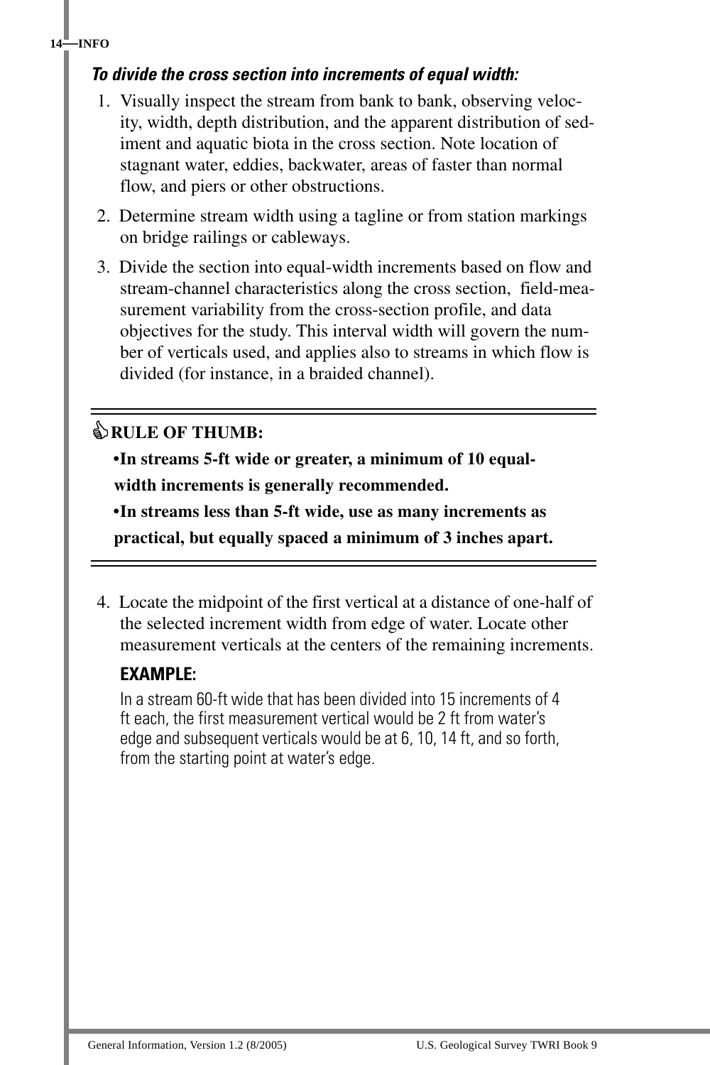***To divide the cross section into increments of equal width:***

1. Visually inspect the stream from bank to bank, observing velocity, width, depth distribution, and the apparent distribution of sediment and aquatic biota in the cross section. Note location of stagnant water, eddies, backwater, areas of faster than normal flow, and piers or other obstructions.
2. Determine stream width using a tagline or from station markings on bridge railings or cableways.
3. Divide the section into equal-width increments based on flow and stream-channel characteristics along the cross section, field-measurement variability from the cross-section profile, and data objectives for the study. This interval width will govern the number of verticals used, and applies also to streams in which flow is divided (for instance, in a braided channel).

---

**RULE OF THUMB:**

**•In streams 5-ft wide or greater, a minimum of 10 equal-width increments is generally recommended.**

**•In streams less than 5-ft wide, use as many increments as practical, but equally spaced a minimum of 3 inches apart.**

---

4. Locate the midpoint of the first vertical at a distance of one-half of the selected increment width from edge of water. Locate other measurement verticals at the centers of the remaining increments.

   **EXAMPLE:**

   In a stream 60-ft wide that has been divided into 15 increments of 4 ft each, the first measurement vertical would be 2 ft from water's edge and subsequent verticals would be at 6, 10, 14 ft, and so forth, from the starting point at water's edge.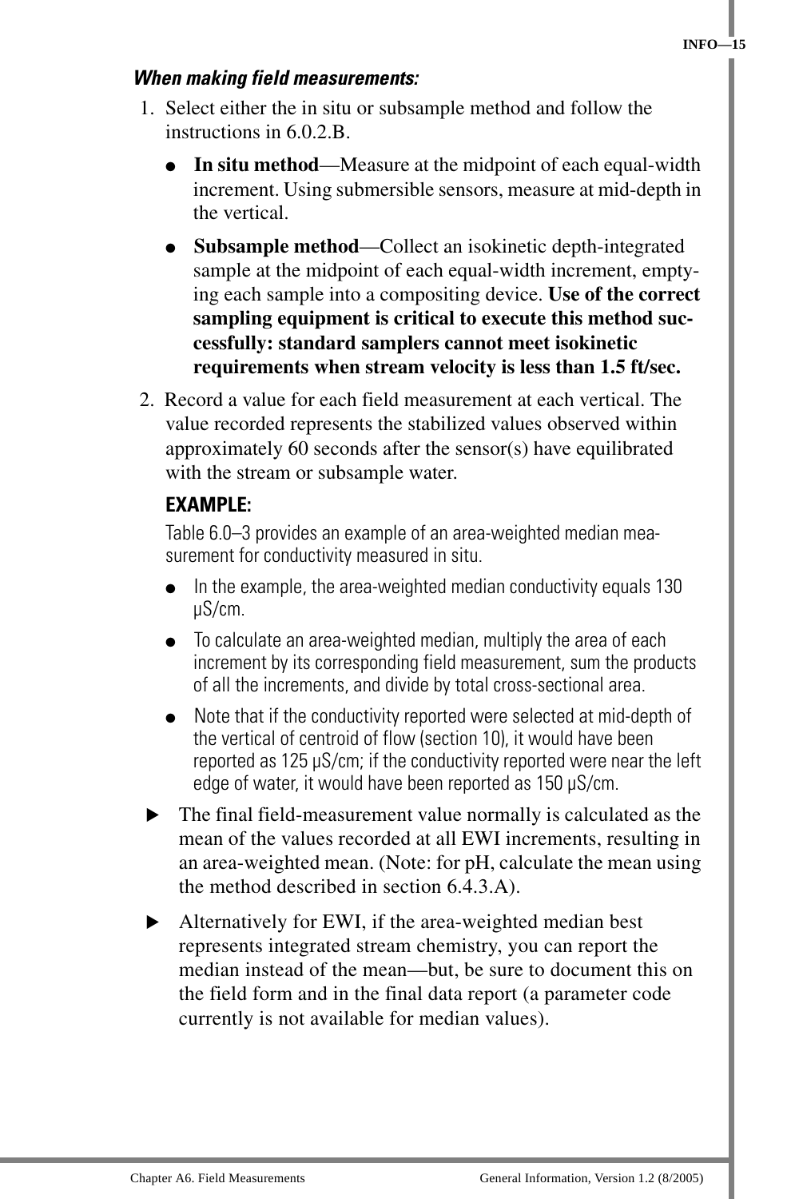***When making field measurements:***

1. Select either the in situ or subsample method and follow the instructions in 6.0.2.B.
   - **In situ method**—Measure at the midpoint of each equal-width increment. Using submersible sensors, measure at mid-depth in the vertical.
   - **Subsample method**—Collect an isokinetic depth-integrated sample at the midpoint of each equal-width increment, emptying each sample into a compositing device. **Use of the correct sampling equipment is critical to execute this method successfully: standard samplers cannot meet isokinetic requirements when stream velocity is less than 1.5 ft/sec.**
2. Record a value for each field measurement at each vertical. The value recorded represents the stabilized values observed within approximately 60 seconds after the sensor(s) have equilibrated with the stream or subsample water.

**EXAMPLE:**

Table 6.0–3 provides an example of an area-weighted median measurement for conductivity measured in situ.

- In the example, the area-weighted median conductivity equals 130 μS/cm.
- To calculate an area-weighted median, multiply the area of each increment by its corresponding field measurement, sum the products of all the increments, and divide by total cross-sectional area.
- Note that if the conductivity reported were selected at mid-depth of the vertical of centroid of flow (section 10), it would have been reported as 125 μS/cm; if the conductivity reported were near the left edge of water, it would have been reported as 150 μS/cm.

- ▶ The final field-measurement value normally is calculated as the mean of the values recorded at all EWI increments, resulting in an area-weighted mean. (Note: for pH, calculate the mean using the method described in section 6.4.3.A).
- ▶ Alternatively for EWI, if the area-weighted median best represents integrated stream chemistry, you can report the median instead of the mean—but, be sure to document this on the field form and in the final data report (a parameter code currently is not available for median values).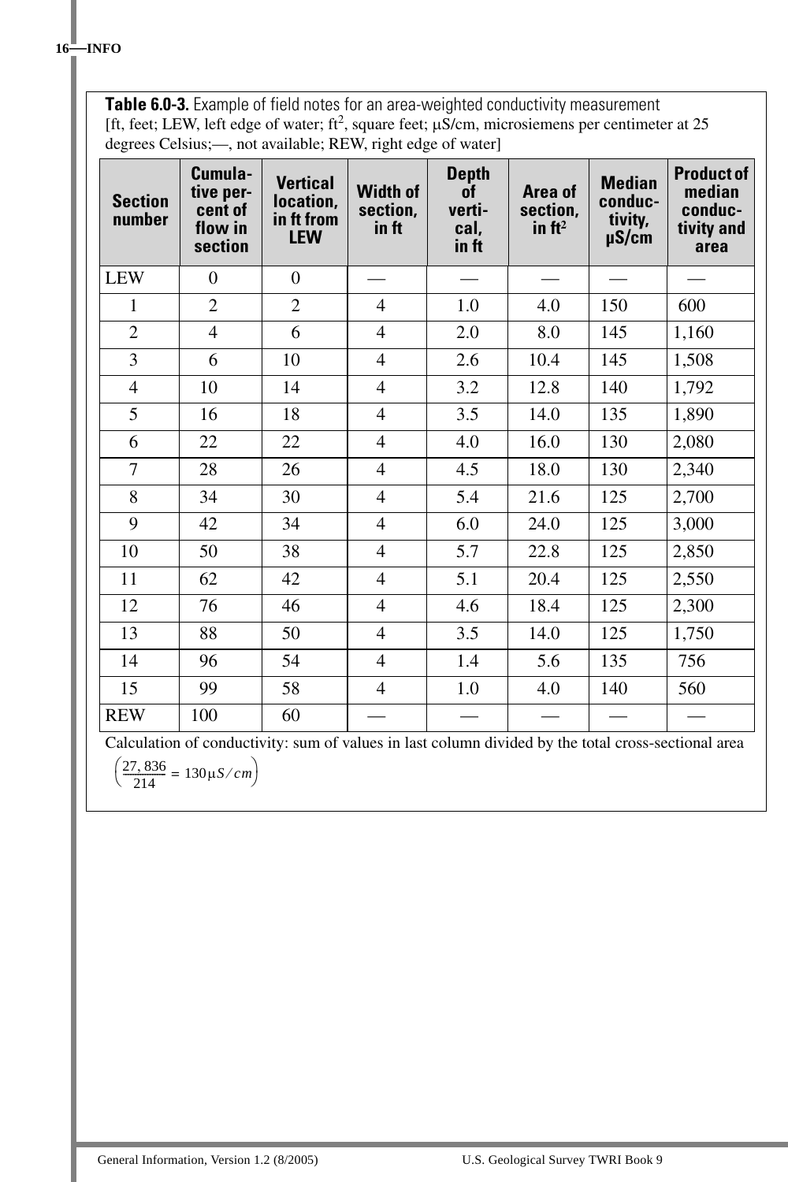**Table 6.0-3.** Example of field notes for an area-weighted conductivity measurement
[ft, feet; LEW, left edge of water; $ft^2$, square feet; µS/cm, microsiemens per centimeter at 25 degrees Celsius;—, not available; REW, right edge of water]

| Section number | Cumulative percent of flow in section | Vertical location, in ft from LEW | Width of section, in ft | Depth of vertical, in ft | Area of section, in $ft^2$ | Median conductivity, µS/cm | Product of median conductivity and area |
|---|---|---|---|---|---|---|---|
| LEW | 0 | 0 | — | — | — | — | — |
| 1 | 2 | 2 | 4 | 1.0 | 4.0 | 150 | 600 |
| 2 | 4 | 6 | 4 | 2.0 | 8.0 | 145 | 1,160 |
| 3 | 6 | 10 | 4 | 2.6 | 10.4 | 145 | 1,508 |
| 4 | 10 | 14 | 4 | 3.2 | 12.8 | 140 | 1,792 |
| 5 | 16 | 18 | 4 | 3.5 | 14.0 | 135 | 1,890 |
| 6 | 22 | 22 | 4 | 4.0 | 16.0 | 130 | 2,080 |
| 7 | 28 | 26 | 4 | 4.5 | 18.0 | 130 | 2,340 |
| 8 | 34 | 30 | 4 | 5.4 | 21.6 | 125 | 2,700 |
| 9 | 42 | 34 | 4 | 6.0 | 24.0 | 125 | 3,000 |
| 10 | 50 | 38 | 4 | 5.7 | 22.8 | 125 | 2,850 |
| 11 | 62 | 42 | 4 | 5.1 | 20.4 | 125 | 2,550 |
| 12 | 76 | 46 | 4 | 4.6 | 18.4 | 125 | 2,300 |
| 13 | 88 | 50 | 4 | 3.5 | 14.0 | 125 | 1,750 |
| 14 | 96 | 54 | 4 | 1.4 | 5.6 | 135 | 756 |
| 15 | 99 | 58 | 4 | 1.0 | 4.0 | 140 | 560 |
| REW | 100 | 60 | — | — | — | — | — |

Calculation of conductivity: sum of values in last column divided by the total cross-sectional area

$$\left(\frac{27,836}{214} = 130\mu S/cm\right)$$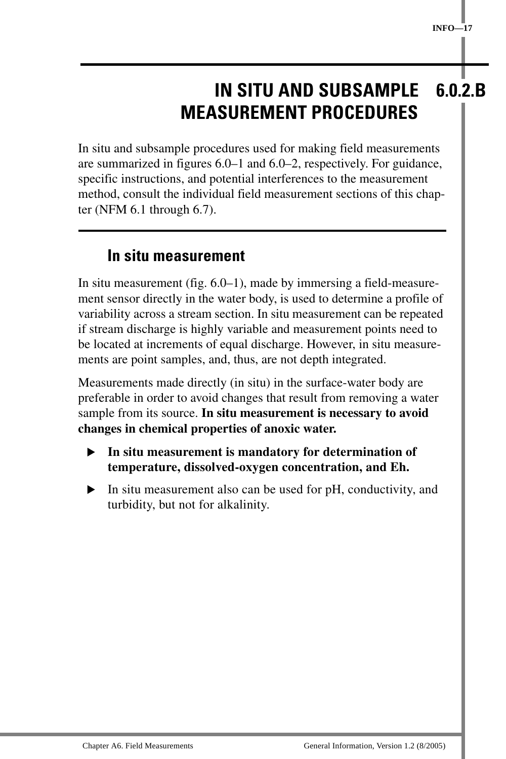# 6.0.2.B IN SITU AND SUBSAMPLE MEASUREMENT PROCEDURES

In situ and subsample procedures used for making field measurements are summarized in figures 6.0–1 and 6.0–2, respectively. For guidance, specific instructions, and potential interferences to the measurement method, consult the individual field measurement sections of this chapter (NFM 6.1 through 6.7).

## In situ measurement

In situ measurement (fig. 6.0–1), made by immersing a field-measurement sensor directly in the water body, is used to determine a profile of variability across a stream section. In situ measurement can be repeated if stream discharge is highly variable and measurement points need to be located at increments of equal discharge. However, in situ measurements are point samples, and, thus, are not depth integrated.

Measurements made directly (in situ) in the surface-water body are preferable in order to avoid changes that result from removing a water sample from its source. **In situ measurement is necessary to avoid changes in chemical properties of anoxic water.**

- **In situ measurement is mandatory for determination of temperature, dissolved-oxygen concentration, and Eh.**
- In situ measurement also can be used for pH, conductivity, and turbidity, but not for alkalinity.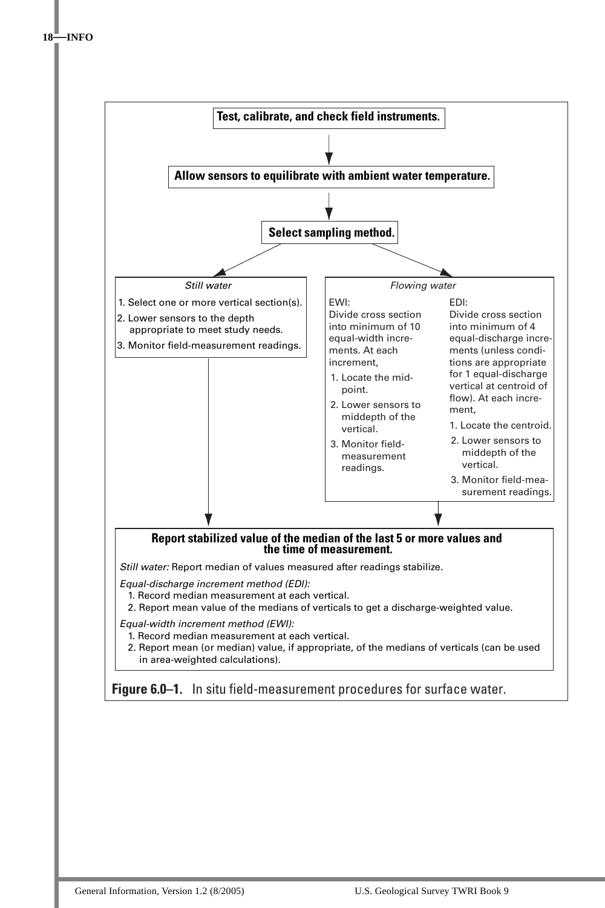**Test, calibrate, and check field instruments.**

↓

**Allow sensors to equilibrate with ambient water temperature.**

↓

**Select sampling method.**

*Still water*

1. Select one or more vertical section(s).
2. Lower sensors to the depth appropriate to meet study needs.
3. Monitor field-measurement readings.

*Flowing water*

EWI:
Divide cross section into minimum of 10 equal-width increments. At each increment,

1. Locate the midpoint.
2. Lower sensors to middepth of the vertical.
3. Monitor field-measurement readings.

EDI:
Divide cross section into minimum of 4 equal-discharge increments (unless conditions are appropriate for 1 equal-discharge vertical at centroid of flow). At each increment,

1. Locate the centroid.
2. Lower sensors to middepth of the vertical.
3. Monitor field-measurement readings.

**Report stabilized value of the median of the last 5 or more values and the time of measurement.**

*Still water:* Report median of values measured after readings stabilize.

*Equal-discharge increment method (EDI):*

1. Record median measurement at each vertical.
2. Report mean value of the medians of verticals to get a discharge-weighted value.

*Equal-width increment method (EWI):*

1. Record median measurement at each vertical.
2. Report mean (or median) value, if appropriate, of the medians of verticals (can be used in area-weighted calculations).

**Figure 6.0–1.** In situ field-measurement procedures for surface water.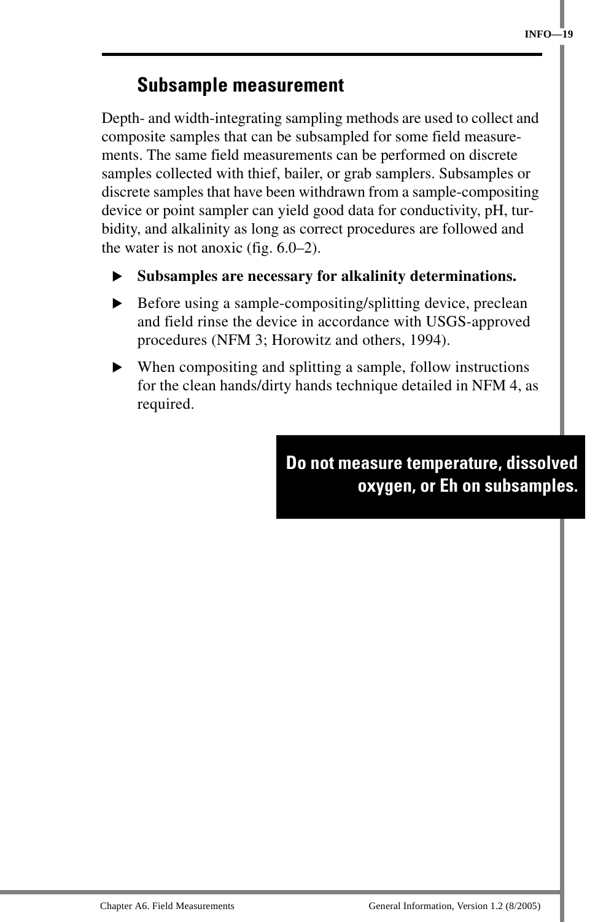## Subsample measurement

Depth- and width-integrating sampling methods are used to collect and composite samples that can be subsampled for some field measurements. The same field measurements can be performed on discrete samples collected with thief, bailer, or grab samplers. Subsamples or discrete samples that have been withdrawn from a sample-compositing device or point sampler can yield good data for conductivity, pH, turbidity, and alkalinity as long as correct procedures are followed and the water is not anoxic (fig. 6.0–2).

- **Subsamples are necessary for alkalinity determinations.**
- Before using a sample-compositing/splitting device, preclean and field rinse the device in accordance with USGS-approved procedures (NFM 3; Horowitz and others, 1994).
- When compositing and splitting a sample, follow instructions for the clean hands/dirty hands technique detailed in NFM 4, as required.

**Do not measure temperature, dissolved oxygen, or Eh on subsamples.**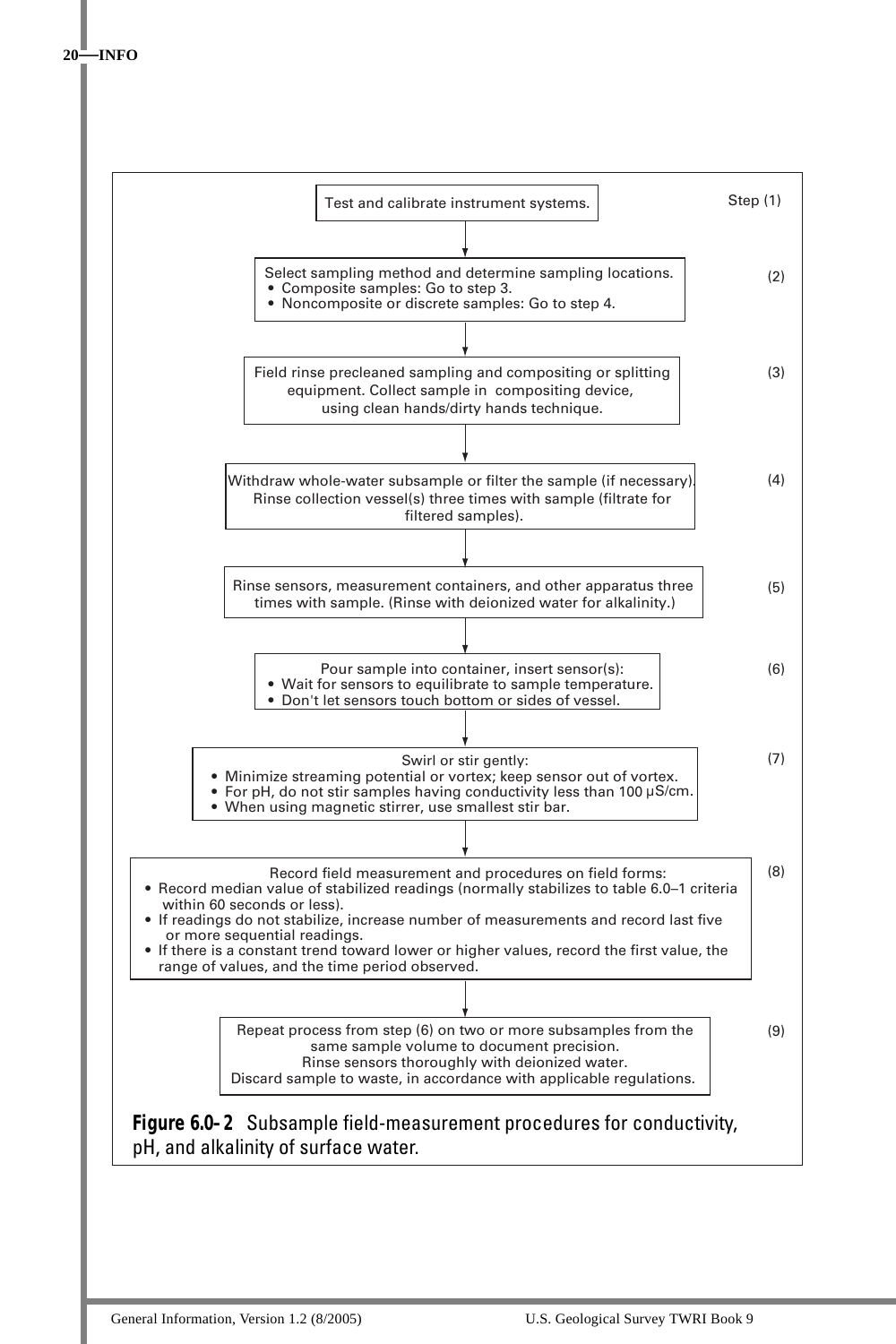Step (1) Test and calibrate instrument systems.

(2) Select sampling method and determine sampling locations.
- Composite samples: Go to step 3.
- Noncomposite or discrete samples: Go to step 4.

(3) Field rinse precleaned sampling and compositing or splitting equipment. Collect sample in compositing device, using clean hands/dirty hands technique.

(4) Withdraw whole-water subsample or filter the sample (if necessary). Rinse collection vessel(s) three times with sample (filtrate for filtered samples).

(5) Rinse sensors, measurement containers, and other apparatus three times with sample. (Rinse with deionized water for alkalinity.)

(6) Pour sample into container, insert sensor(s):
- Wait for sensors to equilibrate to sample temperature.
- Don't let sensors touch bottom or sides of vessel.

(7) Swirl or stir gently:
- Minimize streaming potential or vortex; keep sensor out of vortex.
- For pH, do not stir samples having conductivity less than 100 μS/cm.
- When using magnetic stirrer, use smallest stir bar.

(8) Record field measurement and procedures on field forms:
- Record median value of stabilized readings (normally stabilizes to table 6.0–1 criteria within 60 seconds or less).
- If readings do not stabilize, increase number of measurements and record last five or more sequential readings.
- If there is a constant trend toward lower or higher values, record the first value, the range of values, and the time period observed.

(9) Repeat process from step (6) on two or more subsamples from the same sample volume to document precision. Rinse sensors thoroughly with deionized water. Discard sample to waste, in accordance with applicable regulations.

**Figure 6.0- 2** Subsample field-measurement procedures for conductivity, pH, and alkalinity of surface water.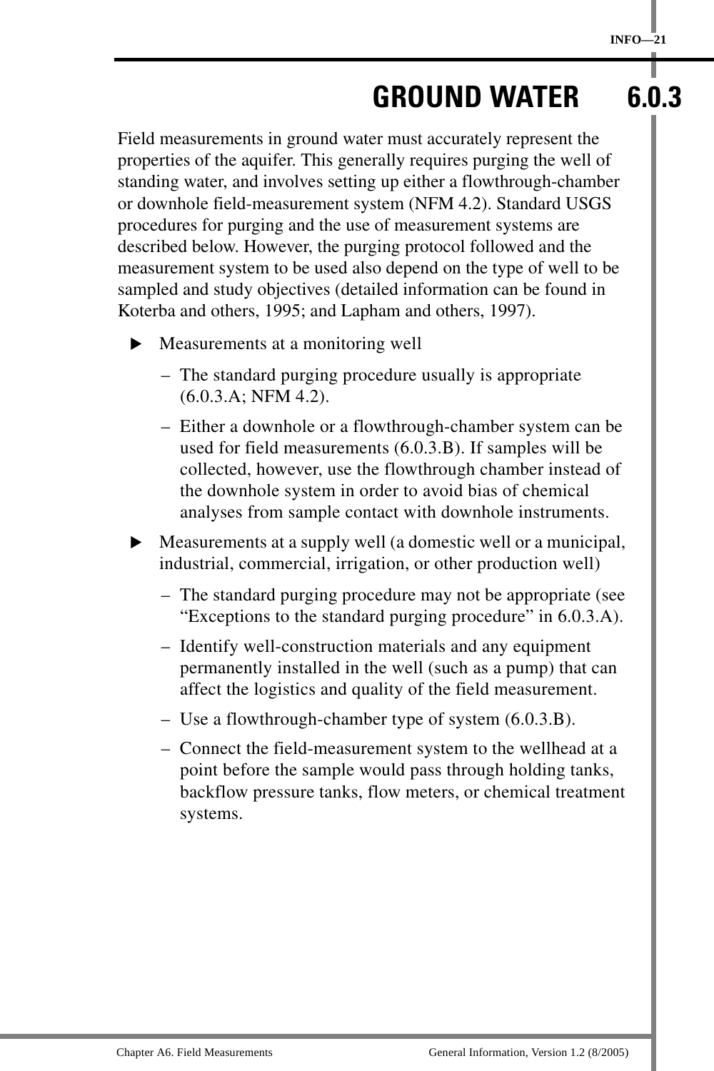# GROUND WATER 6.0.3

Field measurements in ground water must accurately represent the properties of the aquifer. This generally requires purging the well of standing water, and involves setting up either a flowthrough-chamber or downhole field-measurement system (NFM 4.2). Standard USGS procedures for purging and the use of measurement systems are described below. However, the purging protocol followed and the measurement system to be used also depend on the type of well to be sampled and study objectives (detailed information can be found in Koterba and others, 1995; and Lapham and others, 1997).

- Measurements at a monitoring well
  - The standard purging procedure usually is appropriate (6.0.3.A; NFM 4.2).
  - Either a downhole or a flowthrough-chamber system can be used for field measurements (6.0.3.B). If samples will be collected, however, use the flowthrough chamber instead of the downhole system in order to avoid bias of chemical analyses from sample contact with downhole instruments.
- Measurements at a supply well (a domestic well or a municipal, industrial, commercial, irrigation, or other production well)
  - The standard purging procedure may not be appropriate (see "Exceptions to the standard purging procedure" in 6.0.3.A).
  - Identify well-construction materials and any equipment permanently installed in the well (such as a pump) that can affect the logistics and quality of the field measurement.
  - Use a flowthrough-chamber type of system (6.0.3.B).
  - Connect the field-measurement system to the wellhead at a point before the sample would pass through holding tanks, backflow pressure tanks, flow meters, or chemical treatment systems.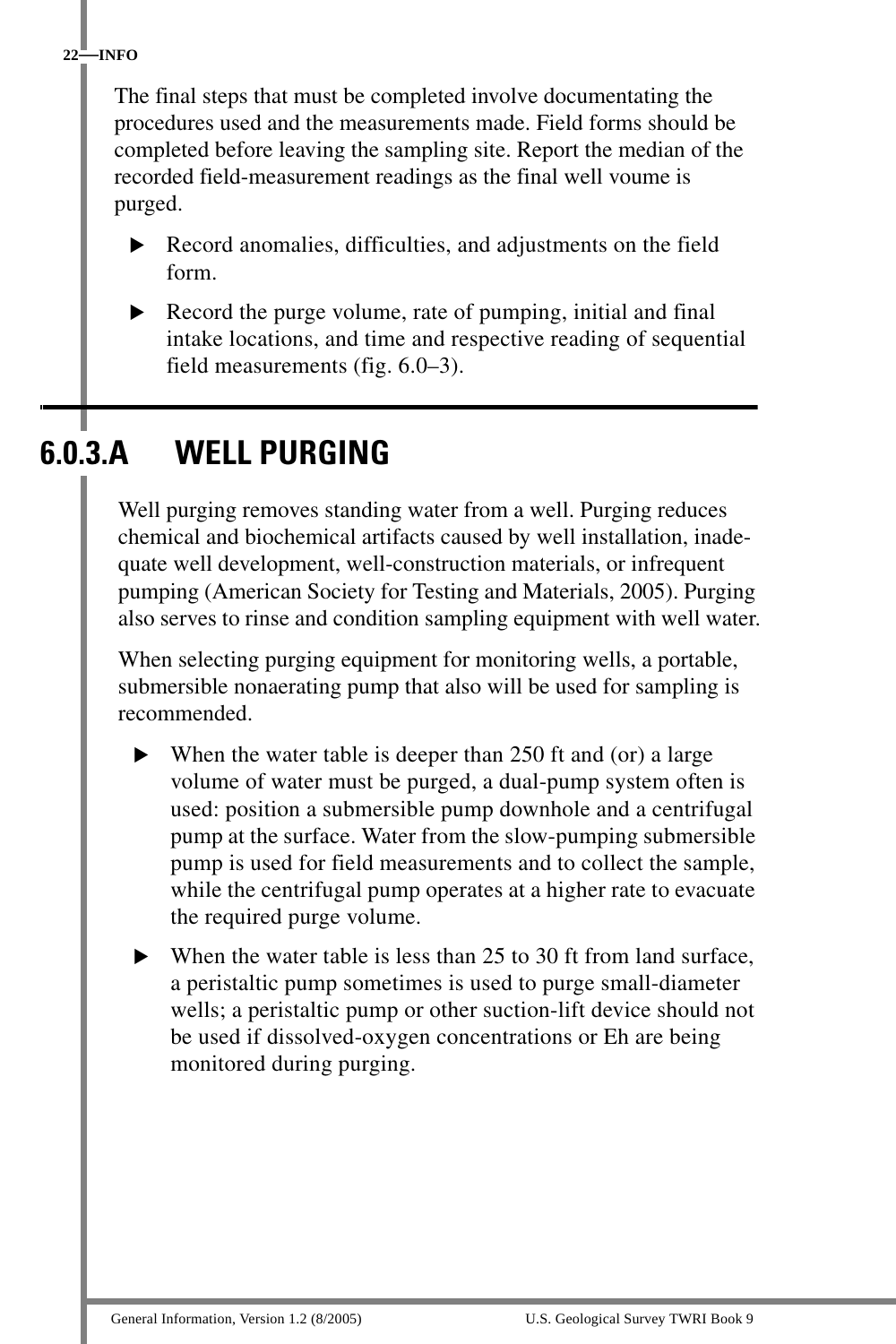The final steps that must be completed involve documentating the procedures used and the measurements made. Field forms should be completed before leaving the sampling site. Report the median of the recorded field-measurement readings as the final well voume is purged.

- Record anomalies, difficulties, and adjustments on the field form.
- Record the purge volume, rate of pumping, initial and final intake locations, and time and respective reading of sequential field measurements (fig. 6.0–3).

## 6.0.3.A WELL PURGING

Well purging removes standing water from a well. Purging reduces chemical and biochemical artifacts caused by well installation, inadequate well development, well-construction materials, or infrequent pumping (American Society for Testing and Materials, 2005). Purging also serves to rinse and condition sampling equipment with well water.

When selecting purging equipment for monitoring wells, a portable, submersible nonaerating pump that also will be used for sampling is recommended.

- When the water table is deeper than 250 ft and (or) a large volume of water must be purged, a dual-pump system often is used: position a submersible pump downhole and a centrifugal pump at the surface. Water from the slow-pumping submersible pump is used for field measurements and to collect the sample, while the centrifugal pump operates at a higher rate to evacuate the required purge volume.
- When the water table is less than 25 to 30 ft from land surface, a peristaltic pump sometimes is used to purge small-diameter wells; a peristaltic pump or other suction-lift device should not be used if dissolved-oxygen concentrations or Eh are being monitored during purging.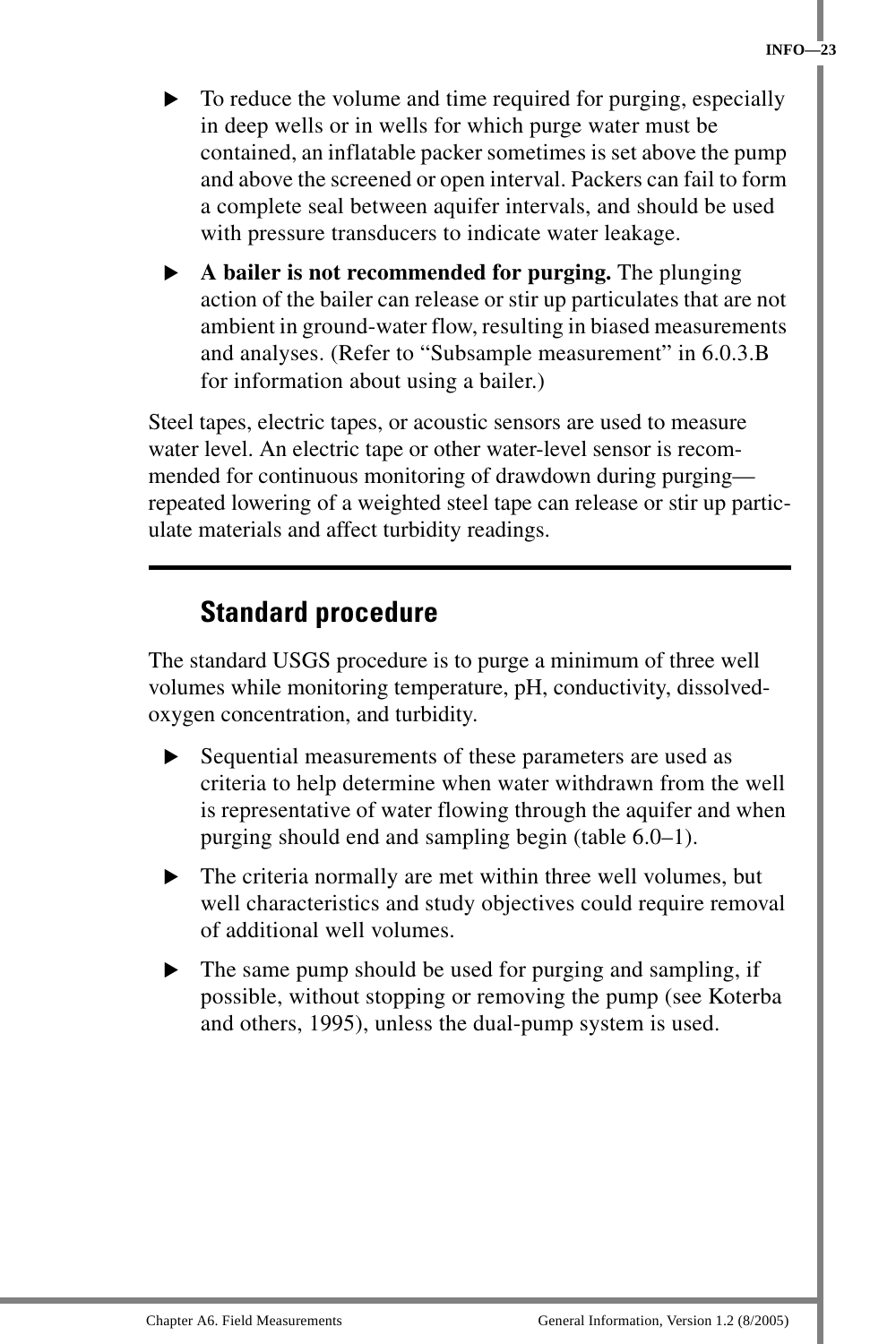- To reduce the volume and time required for purging, especially in deep wells or in wells for which purge water must be contained, an inflatable packer sometimes is set above the pump and above the screened or open interval. Packers can fail to form a complete seal between aquifer intervals, and should be used with pressure transducers to indicate water leakage.
- **A bailer is not recommended for purging.** The plunging action of the bailer can release or stir up particulates that are not ambient in ground-water flow, resulting in biased measurements and analyses. (Refer to “Subsample measurement” in 6.0.3.B for information about using a bailer.)

Steel tapes, electric tapes, or acoustic sensors are used to measure water level. An electric tape or other water-level sensor is recommended for continuous monitoring of drawdown during purging—repeated lowering of a weighted steel tape can release or stir up particulate materials and affect turbidity readings.

## Standard procedure

The standard USGS procedure is to purge a minimum of three well volumes while monitoring temperature, pH, conductivity, dissolved-oxygen concentration, and turbidity.

- Sequential measurements of these parameters are used as criteria to help determine when water withdrawn from the well is representative of water flowing through the aquifer and when purging should end and sampling begin (table 6.0–1).
- The criteria normally are met within three well volumes, but well characteristics and study objectives could require removal of additional well volumes.
- The same pump should be used for purging and sampling, if possible, without stopping or removing the pump (see Koterba and others, 1995), unless the dual-pump system is used.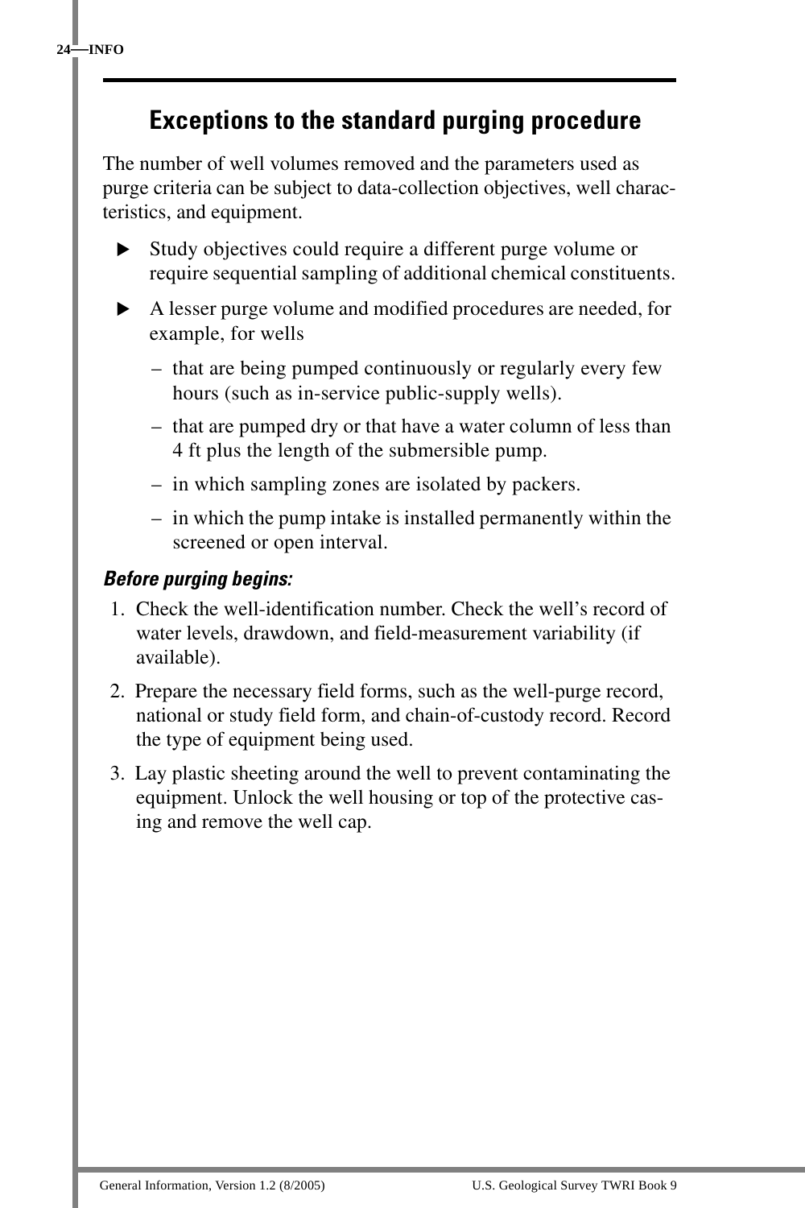## Exceptions to the standard purging procedure

The number of well volumes removed and the parameters used as purge criteria can be subject to data-collection objectives, well characteristics, and equipment.

- Study objectives could require a different purge volume or require sequential sampling of additional chemical constituents.
- A lesser purge volume and modified procedures are needed, for example, for wells
  - that are being pumped continuously or regularly every few hours (such as in-service public-supply wells).
  - that are pumped dry or that have a water column of less than 4 ft plus the length of the submersible pump.
  - in which sampling zones are isolated by packers.
  - in which the pump intake is installed permanently within the screened or open interval.

***Before purging begins:***

1. Check the well-identification number. Check the well's record of water levels, drawdown, and field-measurement variability (if available).
2. Prepare the necessary field forms, such as the well-purge record, national or study field form, and chain-of-custody record. Record the type of equipment being used.
3. Lay plastic sheeting around the well to prevent contaminating the equipment. Unlock the well housing or top of the protective casing and remove the well cap.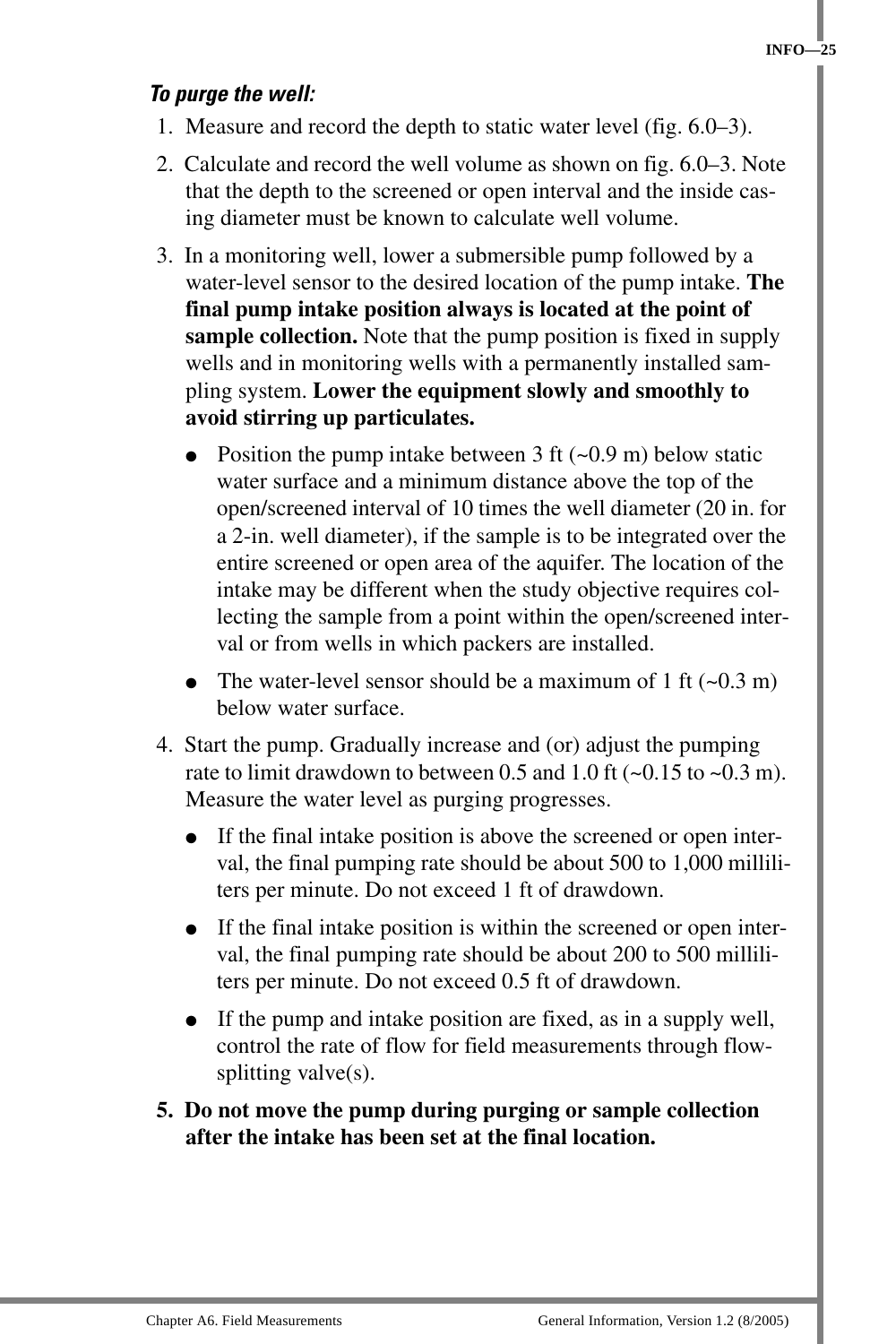***To purge the well:***

1. Measure and record the depth to static water level (fig. 6.0–3).
2. Calculate and record the well volume as shown on fig. 6.0–3. Note that the depth to the screened or open interval and the inside casing diameter must be known to calculate well volume.
3. In a monitoring well, lower a submersible pump followed by a water-level sensor to the desired location of the pump intake. **The final pump intake position always is located at the point of sample collection.** Note that the pump position is fixed in supply wells and in monitoring wells with a permanently installed sampling system. **Lower the equipment slowly and smoothly to avoid stirring up particulates.**
   - Position the pump intake between 3 ft (~0.9 m) below static water surface and a minimum distance above the top of the open/screened interval of 10 times the well diameter (20 in. for a 2-in. well diameter), if the sample is to be integrated over the entire screened or open area of the aquifer. The location of the intake may be different when the study objective requires collecting the sample from a point within the open/screened interval or from wells in which packers are installed.
   - The water-level sensor should be a maximum of 1 ft (~0.3 m) below water surface.
4. Start the pump. Gradually increase and (or) adjust the pumping rate to limit drawdown to between 0.5 and 1.0 ft (~0.15 to ~0.3 m). Measure the water level as purging progresses.
   - If the final intake position is above the screened or open interval, the final pumping rate should be about 500 to 1,000 milliliters per minute. Do not exceed 1 ft of drawdown.
   - If the final intake position is within the screened or open interval, the final pumping rate should be about 200 to 500 milliliters per minute. Do not exceed 0.5 ft of drawdown.
   - If the pump and intake position are fixed, as in a supply well, control the rate of flow for field measurements through flow-splitting valve(s).
5. **Do not move the pump during purging or sample collection after the intake has been set at the final location.**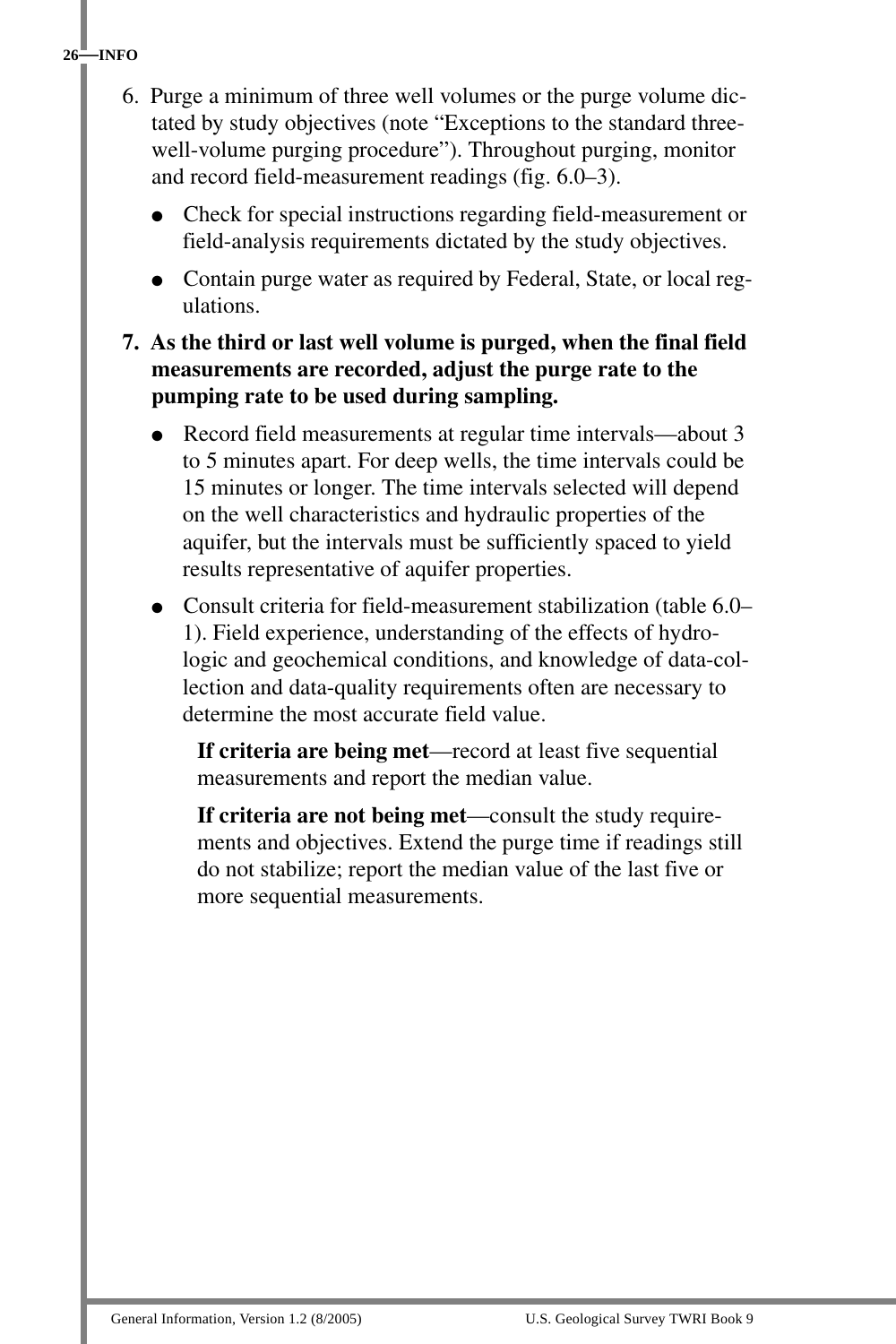6. Purge a minimum of three well volumes or the purge volume dictated by study objectives (note "Exceptions to the standard three-well-volume purging procedure"). Throughout purging, monitor and record field-measurement readings (fig. 6.0–3).

   - Check for special instructions regarding field-measurement or field-analysis requirements dictated by the study objectives.
   - Contain purge water as required by Federal, State, or local regulations.

7. **As the third or last well volume is purged, when the final field measurements are recorded, adjust the purge rate to the pumping rate to be used during sampling.**

   - Record field measurements at regular time intervals—about 3 to 5 minutes apart. For deep wells, the time intervals could be 15 minutes or longer. The time intervals selected will depend on the well characteristics and hydraulic properties of the aquifer, but the intervals must be sufficiently spaced to yield results representative of aquifer properties.
   - Consult criteria for field-measurement stabilization (table 6.0–1). Field experience, understanding of the effects of hydrologic and geochemical conditions, and knowledge of data-collection and data-quality requirements often are necessary to determine the most accurate field value.

     **If criteria are being met**—record at least five sequential measurements and report the median value.

     **If criteria are not being met**—consult the study requirements and objectives. Extend the purge time if readings still do not stabilize; report the median value of the last five or more sequential measurements.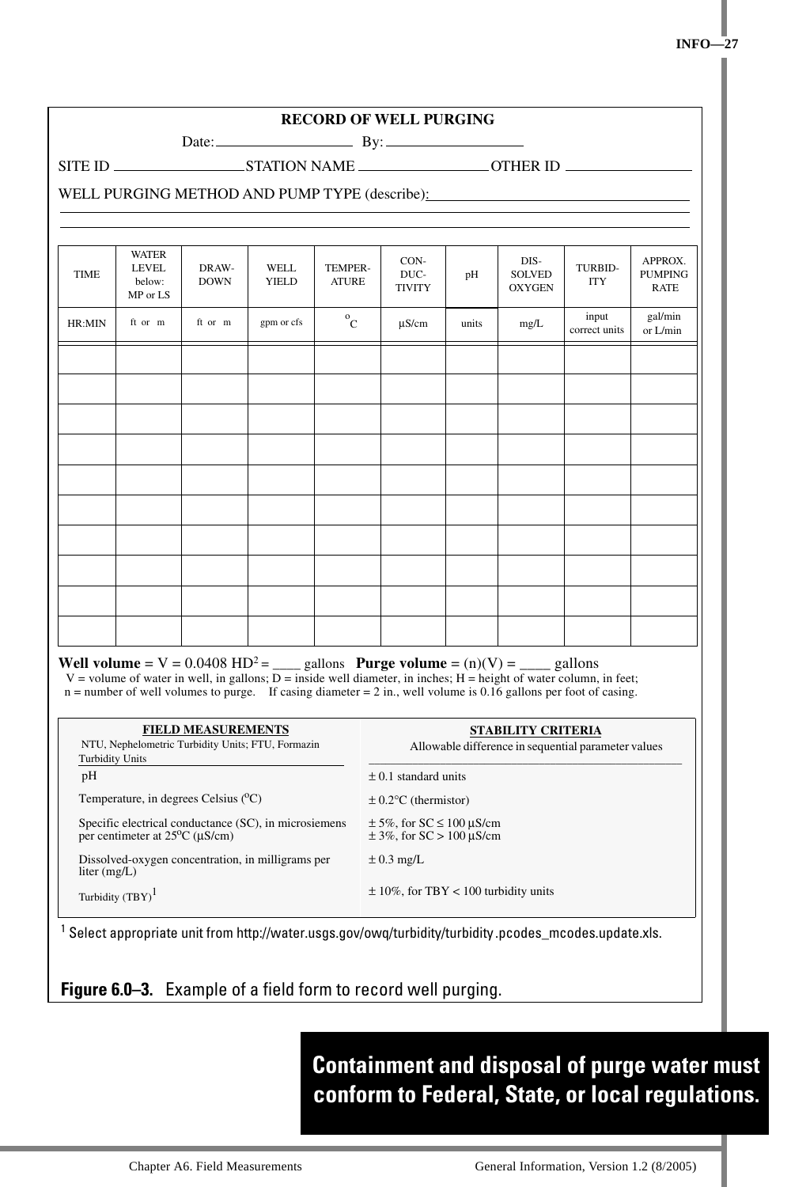**RECORD OF WELL PURGING**

Date: ____________________ By: ____________________

SITE ID ____________________ STATION NAME ____________________ OTHER ID ____________________

WELL PURGING METHOD AND PUMP TYPE (describe): ________________________________________

________________________________________________________________________________

________________________________________________________________________________

| TIME | WATER LEVEL below: MP or LS | DRAW-DOWN | WELL YIELD | TEMPER-ATURE | CON-DUC-TIVITY | pH | DIS-SOLVED OXYGEN | TURBID-ITY | APPROX. PUMPING RATE |
|---|---|---|---|---|---|---|---|---|---|
| HR:MIN | ft or m | ft or m | gpm or cfs | °C | µS/cm | units | mg/L | input correct units | gal/min or L/min |
| | | | | | | | | | |
| | | | | | | | | | |
| | | | | | | | | | |
| | | | | | | | | | |
| | | | | | | | | | |
| | | | | | | | | | |
| | | | | | | | | | |
| | | | | | | | | | |
| | | | | | | | | | |
| | | | | | | | | | |

**Well volume** = V = 0.0408 $HD^2$ = ____ gallons **Purge volume** = (n)(V) = ____ gallons

V = volume of water in well, in gallons; D = inside well diameter, in inches; H = height of water column, in feet;
n = number of well volumes to purge. If casing diameter = 2 in., well volume is 0.16 gallons per foot of casing.

| **FIELD MEASUREMENTS** NTU, Nephelometric Turbidity Units; FTU, Formazin Turbidity Units | **STABILITY CRITERIA** Allowable difference in sequential parameter values |
|---|---|
| pH | ± 0.1 standard units |
| Temperature, in degrees Celsius (°C) | ± 0.2°C (thermistor) |
| Specific electrical conductance (SC), in microsiemens per centimeter at 25°C (µS/cm) | ± 5%, for SC ≤ 100 µS/cm<br>± 3%, for SC > 100 µS/cm |
| Dissolved-oxygen concentration, in milligrams per liter (mg/L) | ± 0.3 mg/L |
| Turbidity (TBY)[1] | ± 10%, for TBY < 100 turbidity units |

[1] Select appropriate unit from http://water.usgs.gov/owq/turbidity/turbidity.pcodes_mcodes.update.xls.

**Figure 6.0–3.** Example of a field form to record well purging.

**Containment and disposal of purge water must conform to Federal, State, or local regulations.**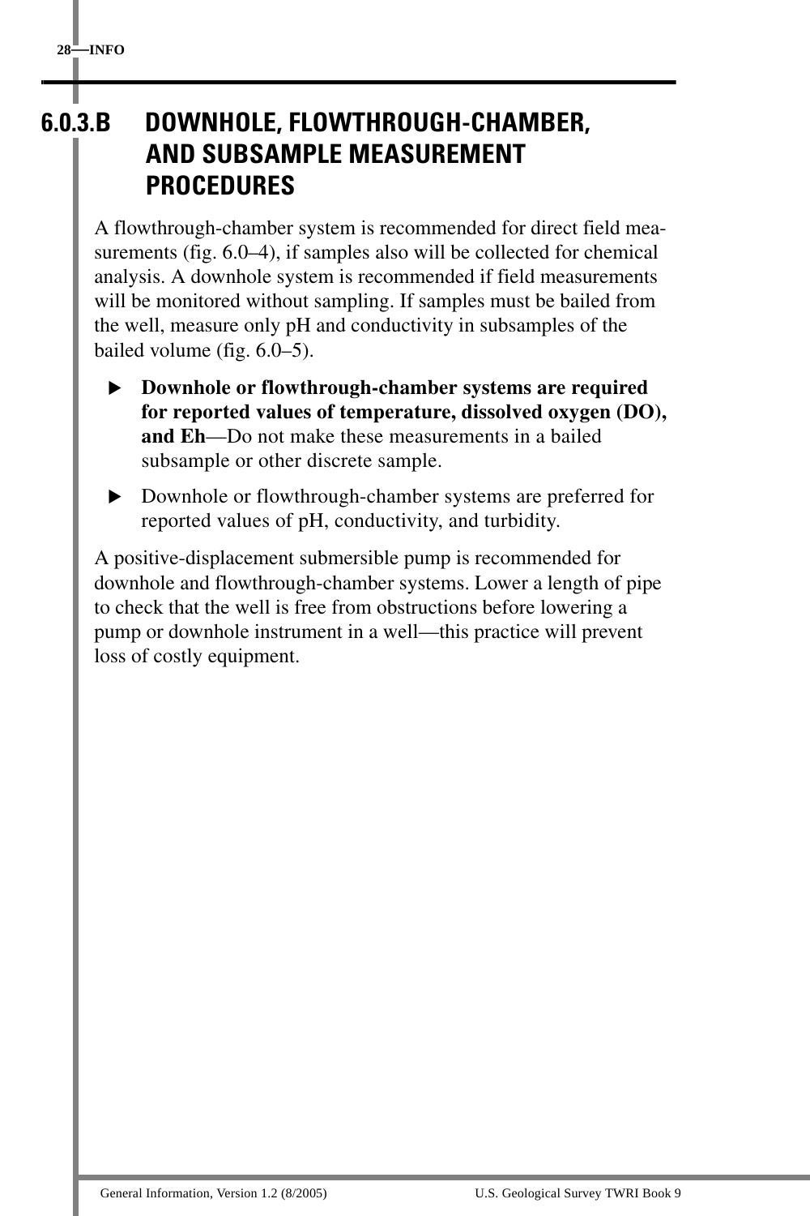## 6.0.3.B DOWNHOLE, FLOWTHROUGH-CHAMBER, AND SUBSAMPLE MEASUREMENT PROCEDURES

A flowthrough-chamber system is recommended for direct field measurements (fig. 6.0–4), if samples also will be collected for chemical analysis. A downhole system is recommended if field measurements will be monitored without sampling. If samples must be bailed from the well, measure only pH and conductivity in subsamples of the bailed volume (fig. 6.0–5).

- **Downhole or flowthrough-chamber systems are required for reported values of temperature, dissolved oxygen (DO), and Eh**—Do not make these measurements in a bailed subsample or other discrete sample.
- Downhole or flowthrough-chamber systems are preferred for reported values of pH, conductivity, and turbidity.

A positive-displacement submersible pump is recommended for downhole and flowthrough-chamber systems. Lower a length of pipe to check that the well is free from obstructions before lowering a pump or downhole instrument in a well—this practice will prevent loss of costly equipment.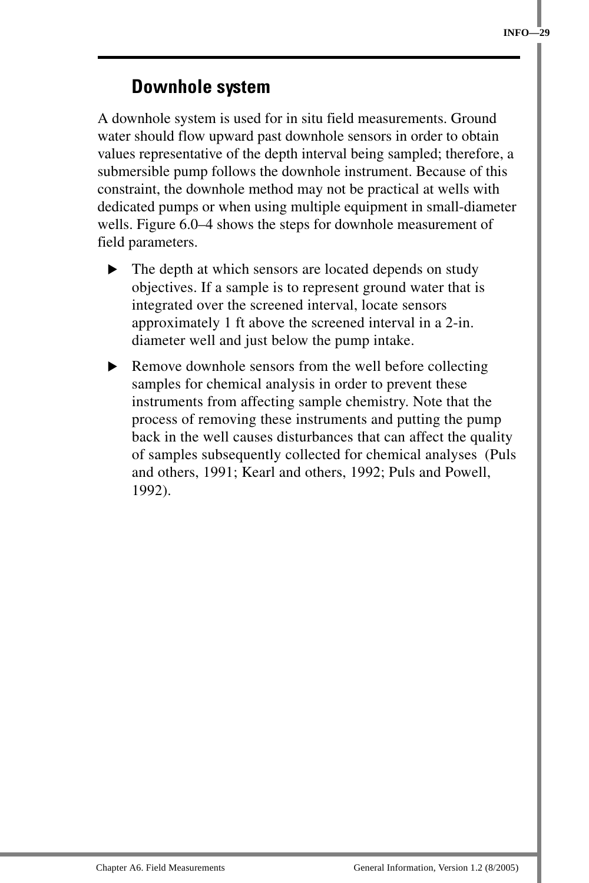## Downhole system

A downhole system is used for in situ field measurements. Ground water should flow upward past downhole sensors in order to obtain values representative of the depth interval being sampled; therefore, a submersible pump follows the downhole instrument. Because of this constraint, the downhole method may not be practical at wells with dedicated pumps or when using multiple equipment in small-diameter wells. Figure 6.0–4 shows the steps for downhole measurement of field parameters.

- The depth at which sensors are located depends on study objectives. If a sample is to represent ground water that is integrated over the screened interval, locate sensors approximately 1 ft above the screened interval in a 2-in. diameter well and just below the pump intake.
- Remove downhole sensors from the well before collecting samples for chemical analysis in order to prevent these instruments from affecting sample chemistry. Note that the process of removing these instruments and putting the pump back in the well causes disturbances that can affect the quality of samples subsequently collected for chemical analyses (Puls and others, 1991; Kearl and others, 1992; Puls and Powell, 1992).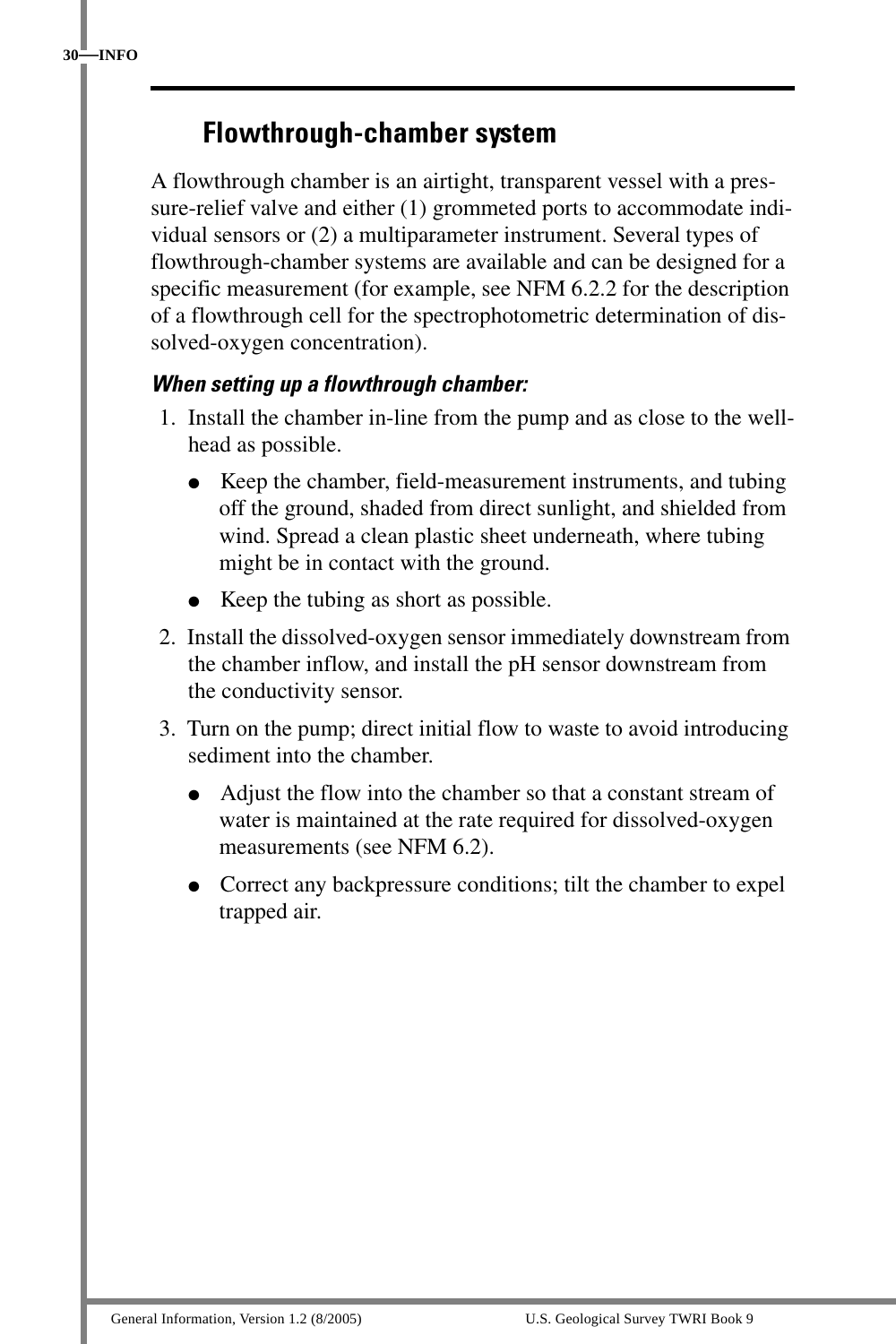## Flowthrough-chamber system

A flowthrough chamber is an airtight, transparent vessel with a pressure-relief valve and either (1) grommeted ports to accommodate individual sensors or (2) a multiparameter instrument. Several types of flowthrough-chamber systems are available and can be designed for a specific measurement (for example, see NFM 6.2.2 for the description of a flowthrough cell for the spectrophotometric determination of dissolved-oxygen concentration).

***When setting up a flowthrough chamber:***

1. Install the chamber in-line from the pump and as close to the wellhead as possible.
   - Keep the chamber, field-measurement instruments, and tubing off the ground, shaded from direct sunlight, and shielded from wind. Spread a clean plastic sheet underneath, where tubing might be in contact with the ground.
   - Keep the tubing as short as possible.
2. Install the dissolved-oxygen sensor immediately downstream from the chamber inflow, and install the pH sensor downstream from the conductivity sensor.
3. Turn on the pump; direct initial flow to waste to avoid introducing sediment into the chamber.
   - Adjust the flow into the chamber so that a constant stream of water is maintained at the rate required for dissolved-oxygen measurements (see NFM 6.2).
   - Correct any backpressure conditions; tilt the chamber to expel trapped air.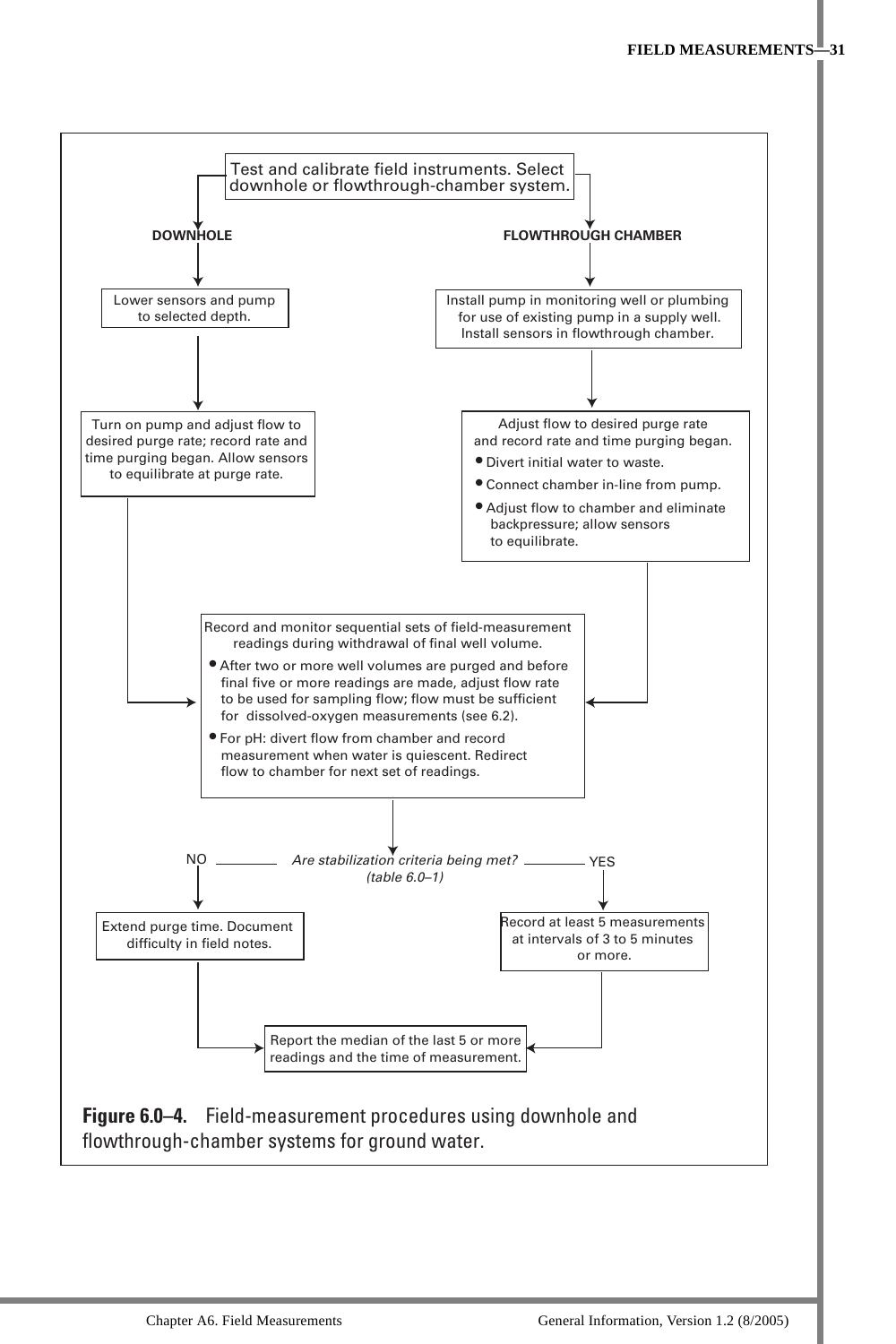Test and calibrate field instruments. Select downhole or flowthrough-chamber system.

**DOWNHOLE**

Lower sensors and pump to selected depth.

Turn on pump and adjust flow to desired purge rate; record rate and time purging began. Allow sensors to equilibrate at purge rate.

**FLOWTHROUGH CHAMBER**

Install pump in monitoring well or plumbing for use of existing pump in a supply well. Install sensors in flowthrough chamber.

Adjust flow to desired purge rate and record rate and time purging began.

- Divert initial water to waste.
- Connect chamber in-line from pump.
- Adjust flow to chamber and eliminate backpressure; allow sensors to equilibrate.

Record and monitor sequential sets of field-measurement readings during withdrawal of final well volume.

- After two or more well volumes are purged and before final five or more readings are made, adjust flow rate to be used for sampling flow; flow must be sufficient for dissolved-oxygen measurements (see 6.2).
- For pH: divert flow from chamber and record measurement when water is quiescent. Redirect flow to chamber for next set of readings.

*Are stabilization criteria being met? (table 6.0–1)*

NO: Extend purge time. Document difficulty in field notes.

YES: Record at least 5 measurements at intervals of 3 to 5 minutes or more.

Report the median of the last 5 or more readings and the time of measurement.

**Figure 6.0–4.** Field-measurement procedures using downhole and flowthrough-chamber systems for ground water.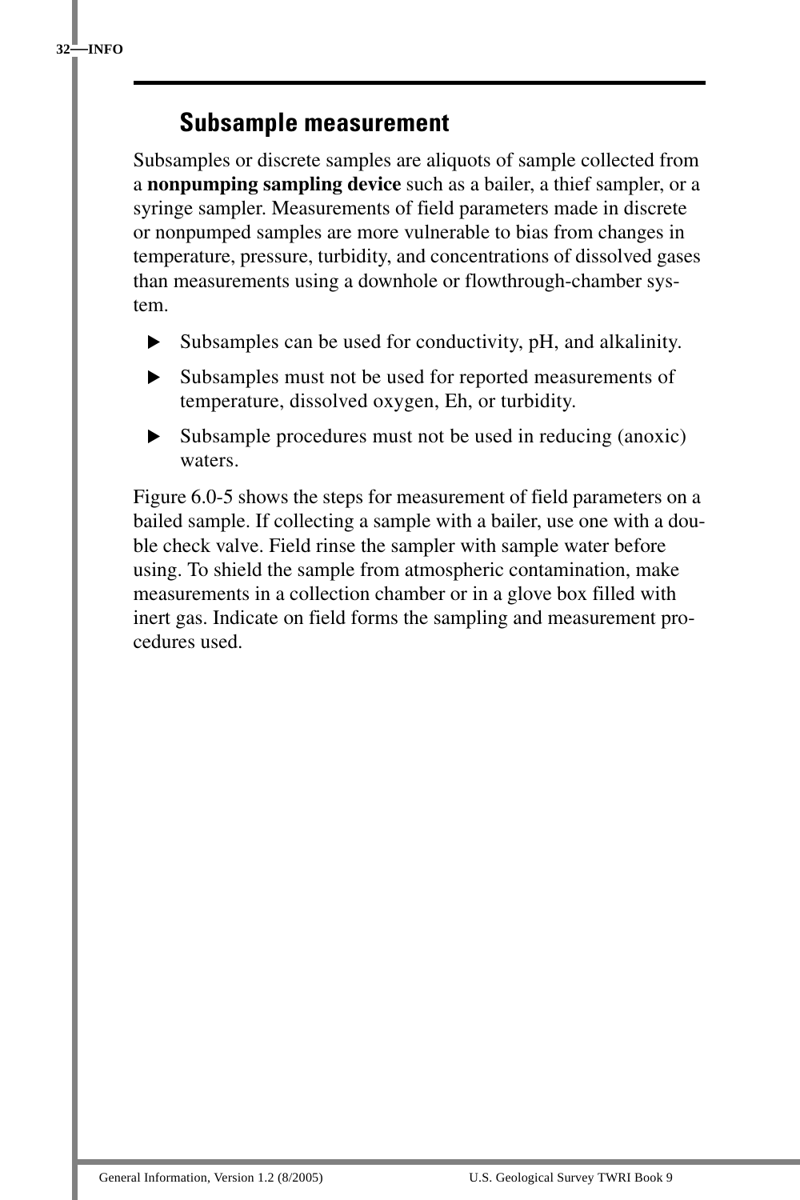## Subsample measurement

Subsamples or discrete samples are aliquots of sample collected from a **nonpumping sampling device** such as a bailer, a thief sampler, or a syringe sampler. Measurements of field parameters made in discrete or nonpumped samples are more vulnerable to bias from changes in temperature, pressure, turbidity, and concentrations of dissolved gases than measurements using a downhole or flowthrough-chamber system.

- Subsamples can be used for conductivity, pH, and alkalinity.
- Subsamples must not be used for reported measurements of temperature, dissolved oxygen, Eh, or turbidity.
- Subsample procedures must not be used in reducing (anoxic) waters.

Figure 6.0-5 shows the steps for measurement of field parameters on a bailed sample. If collecting a sample with a bailer, use one with a double check valve. Field rinse the sampler with sample water before using. To shield the sample from atmospheric contamination, make measurements in a collection chamber or in a glove box filled with inert gas. Indicate on field forms the sampling and measurement procedures used.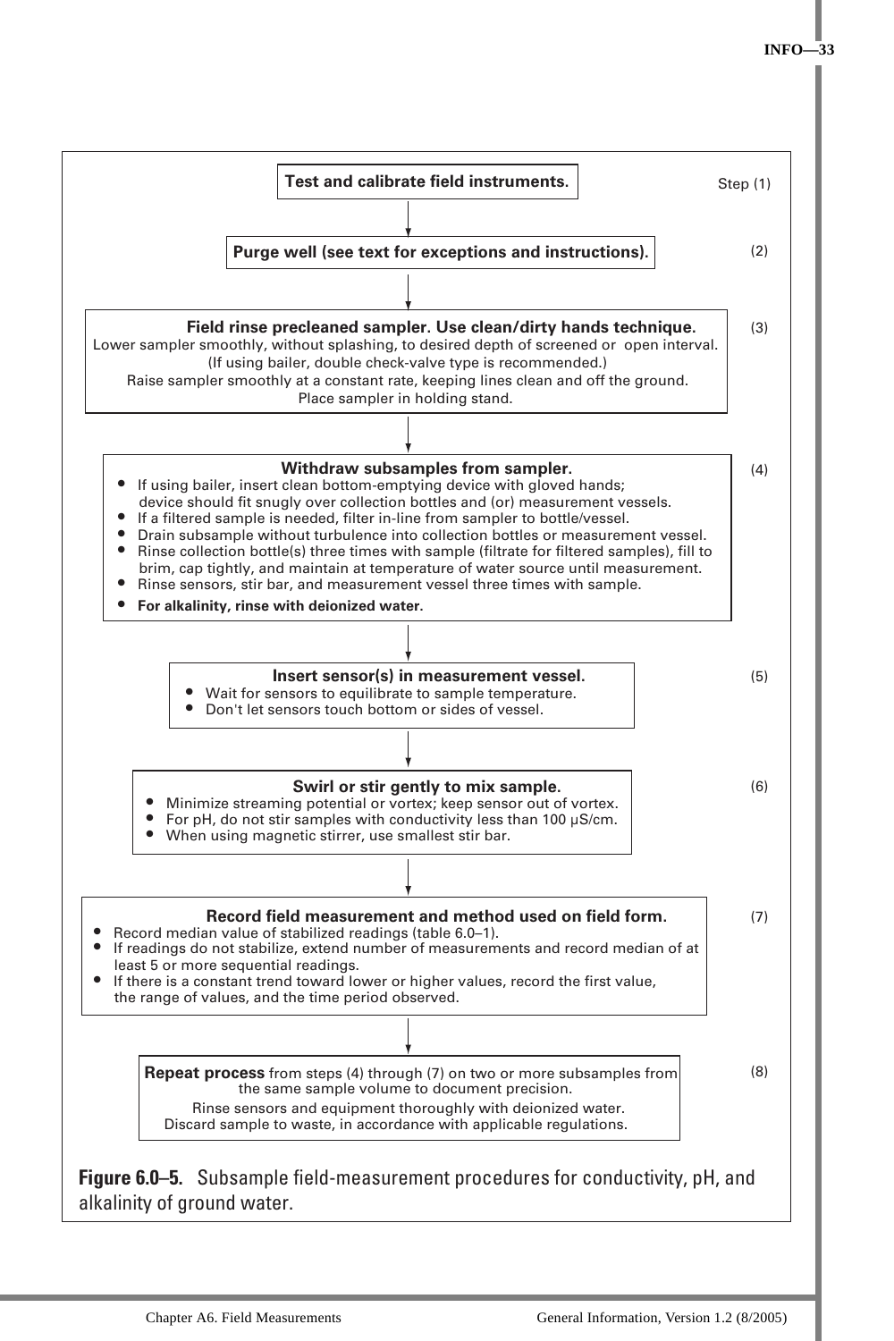**Test and calibrate field instruments.** Step (1)

↓

**Purge well (see text for exceptions and instructions).** (2)

↓

**Field rinse precleaned sampler. Use clean/dirty hands technique.** (3)
Lower sampler smoothly, without splashing, to desired depth of screened or open interval.
(If using bailer, double check-valve type is recommended.)
Raise sampler smoothly at a constant rate, keeping lines clean and off the ground.
Place sampler in holding stand.

↓

**Withdraw subsamples from sampler.** (4)

- If using bailer, insert clean bottom-emptying device with gloved hands; device should fit snugly over collection bottles and (or) measurement vessels.
- If a filtered sample is needed, filter in-line from sampler to bottle/vessel.
- Drain subsample without turbulence into collection bottles or measurement vessel.
- Rinse collection bottle(s) three times with sample (filtrate for filtered samples), fill to brim, cap tightly, and maintain at temperature of water source until measurement.
- Rinse sensors, stir bar, and measurement vessel three times with sample.
- **For alkalinity, rinse with deionized water.**

↓

**Insert sensor(s) in measurement vessel.** (5)

- Wait for sensors to equilibrate to sample temperature.
- Don't let sensors touch bottom or sides of vessel.

↓

**Swirl or stir gently to mix sample.** (6)

- Minimize streaming potential or vortex; keep sensor out of vortex.
- For pH, do not stir samples with conductivity less than 100 μS/cm.
- When using magnetic stirrer, use smallest stir bar.

↓

**Record field measurement and method used on field form.** (7)

- Record median value of stabilized readings (table 6.0–1).
- If readings do not stabilize, extend number of measurements and record median of at least 5 or more sequential readings.
- If there is a constant trend toward lower or higher values, record the first value, the range of values, and the time period observed.

↓

**Repeat process** from steps (4) through (7) on two or more subsamples from the same sample volume to document precision. (8)
Rinse sensors and equipment thoroughly with deionized water.
Discard sample to waste, in accordance with applicable regulations.

**Figure 6.0–5.** Subsample field-measurement procedures for conductivity, pH, and alkalinity of ground water.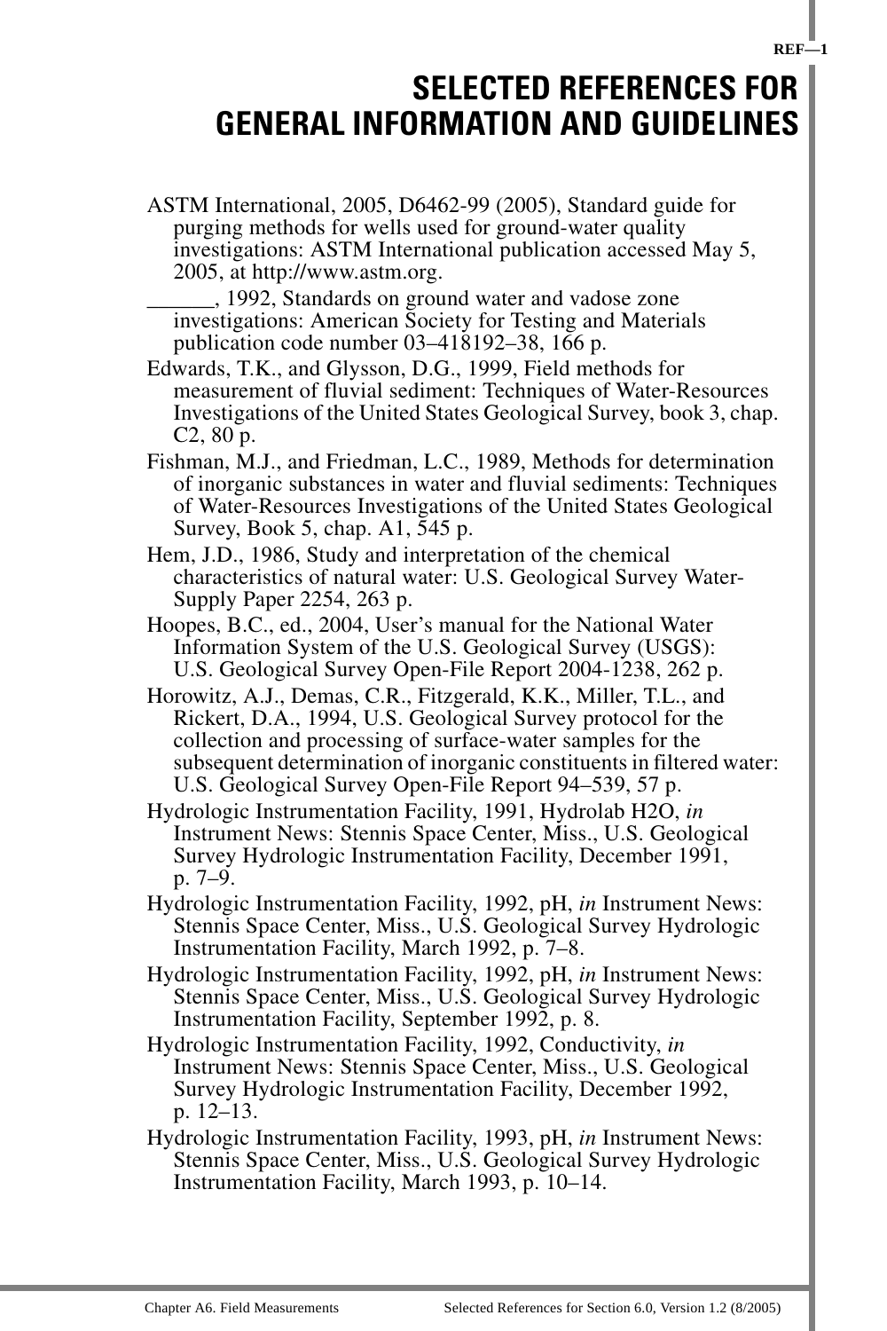# SELECTED REFERENCES FOR GENERAL INFORMATION AND GUIDELINES

ASTM International, 2005, D6462-99 (2005), Standard guide for purging methods for wells used for ground-water quality investigations: ASTM International publication accessed May 5, 2005, at http://www.astm.org.

______, 1992, Standards on ground water and vadose zone investigations: American Society for Testing and Materials publication code number 03–418192–38, 166 p.

Edwards, T.K., and Glysson, D.G., 1999, Field methods for measurement of fluvial sediment: Techniques of Water-Resources Investigations of the United States Geological Survey, book 3, chap. C2, 80 p.

Fishman, M.J., and Friedman, L.C., 1989, Methods for determination of inorganic substances in water and fluvial sediments: Techniques of Water-Resources Investigations of the United States Geological Survey, Book 5, chap. A1, 545 p.

Hem, J.D., 1986, Study and interpretation of the chemical characteristics of natural water: U.S. Geological Survey Water-Supply Paper 2254, 263 p.

Hoopes, B.C., ed., 2004, User's manual for the National Water Information System of the U.S. Geological Survey (USGS): U.S. Geological Survey Open-File Report 2004-1238, 262 p.

Horowitz, A.J., Demas, C.R., Fitzgerald, K.K., Miller, T.L., and Rickert, D.A., 1994, U.S. Geological Survey protocol for the collection and processing of surface-water samples for the subsequent determination of inorganic constituents in filtered water: U.S. Geological Survey Open-File Report 94–539, 57 p.

Hydrologic Instrumentation Facility, 1991, Hydrolab H2O, *in* Instrument News: Stennis Space Center, Miss., U.S. Geological Survey Hydrologic Instrumentation Facility, December 1991, p. 7–9.

Hydrologic Instrumentation Facility, 1992, pH, *in* Instrument News: Stennis Space Center, Miss., U.S. Geological Survey Hydrologic Instrumentation Facility, March 1992, p. 7–8.

Hydrologic Instrumentation Facility, 1992, pH, *in* Instrument News: Stennis Space Center, Miss., U.S. Geological Survey Hydrologic Instrumentation Facility, September 1992, p. 8.

Hydrologic Instrumentation Facility, 1992, Conductivity, *in* Instrument News: Stennis Space Center, Miss., U.S. Geological Survey Hydrologic Instrumentation Facility, December 1992, p. 12–13.

Hydrologic Instrumentation Facility, 1993, pH, *in* Instrument News: Stennis Space Center, Miss., U.S. Geological Survey Hydrologic Instrumentation Facility, March 1993, p. 10–14.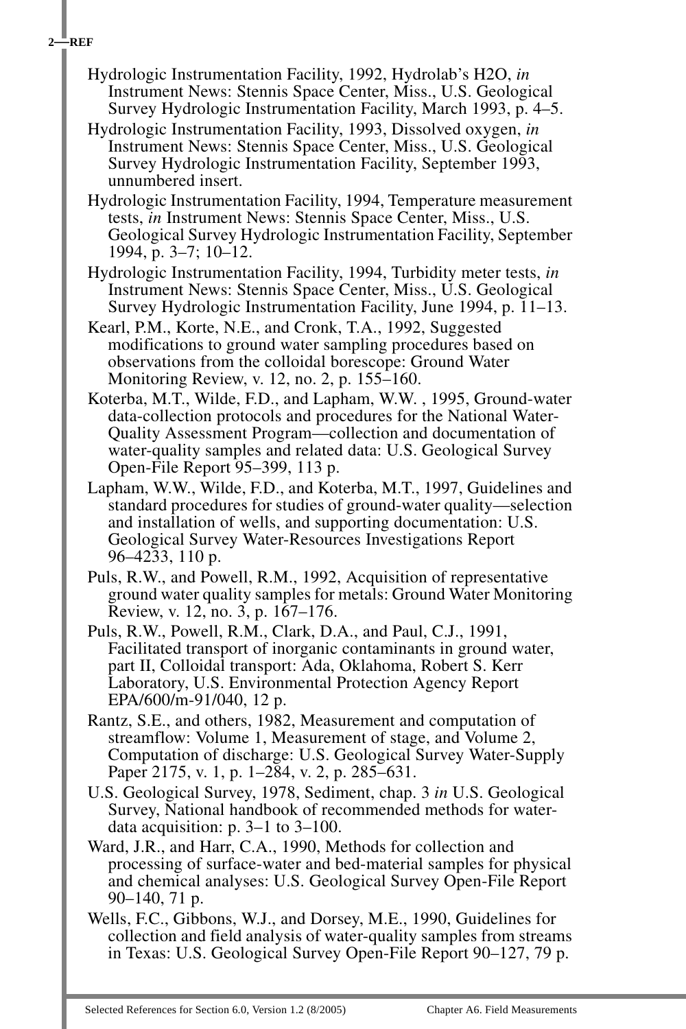Hydrologic Instrumentation Facility, 1992, Hydrolab's H2O, *in* Instrument News: Stennis Space Center, Miss., U.S. Geological Survey Hydrologic Instrumentation Facility, March 1993, p. 4–5.

Hydrologic Instrumentation Facility, 1993, Dissolved oxygen, *in* Instrument News: Stennis Space Center, Miss., U.S. Geological Survey Hydrologic Instrumentation Facility, September 1993, unnumbered insert.

Hydrologic Instrumentation Facility, 1994, Temperature measurement tests, *in* Instrument News: Stennis Space Center, Miss., U.S. Geological Survey Hydrologic Instrumentation Facility, September 1994, p. 3–7; 10–12.

Hydrologic Instrumentation Facility, 1994, Turbidity meter tests, *in* Instrument News: Stennis Space Center, Miss., U.S. Geological Survey Hydrologic Instrumentation Facility, June 1994, p. 11–13.

Kearl, P.M., Korte, N.E., and Cronk, T.A., 1992, Suggested modifications to ground water sampling procedures based on observations from the colloidal borescope: Ground Water Monitoring Review, v. 12, no. 2, p. 155–160.

Koterba, M.T., Wilde, F.D., and Lapham, W.W. , 1995, Ground-water data-collection protocols and procedures for the National Water-Quality Assessment Program—collection and documentation of water-quality samples and related data: U.S. Geological Survey Open-File Report 95–399, 113 p.

Lapham, W.W., Wilde, F.D., and Koterba, M.T., 1997, Guidelines and standard procedures for studies of ground-water quality—selection and installation of wells, and supporting documentation: U.S. Geological Survey Water-Resources Investigations Report 96–4233, 110 p.

Puls, R.W., and Powell, R.M., 1992, Acquisition of representative ground water quality samples for metals: Ground Water Monitoring Review, v. 12, no. 3, p. 167–176.

Puls, R.W., Powell, R.M., Clark, D.A., and Paul, C.J., 1991, Facilitated transport of inorganic contaminants in ground water, part II, Colloidal transport: Ada, Oklahoma, Robert S. Kerr Laboratory, U.S. Environmental Protection Agency Report EPA/600/m-91/040, 12 p.

Rantz, S.E., and others, 1982, Measurement and computation of streamflow: Volume 1, Measurement of stage, and Volume 2, Computation of discharge: U.S. Geological Survey Water-Supply Paper 2175, v. 1, p. 1–284, v. 2, p. 285–631.

U.S. Geological Survey, 1978, Sediment, chap. 3 *in* U.S. Geological Survey, National handbook of recommended methods for water-data acquisition: p. 3–1 to 3–100.

Ward, J.R., and Harr, C.A., 1990, Methods for collection and processing of surface-water and bed-material samples for physical and chemical analyses: U.S. Geological Survey Open-File Report 90–140, 71 p.

Wells, F.C., Gibbons, W.J., and Dorsey, M.E., 1990, Guidelines for collection and field analysis of water-quality samples from streams in Texas: U.S. Geological Survey Open-File Report 90–127, 79 p.